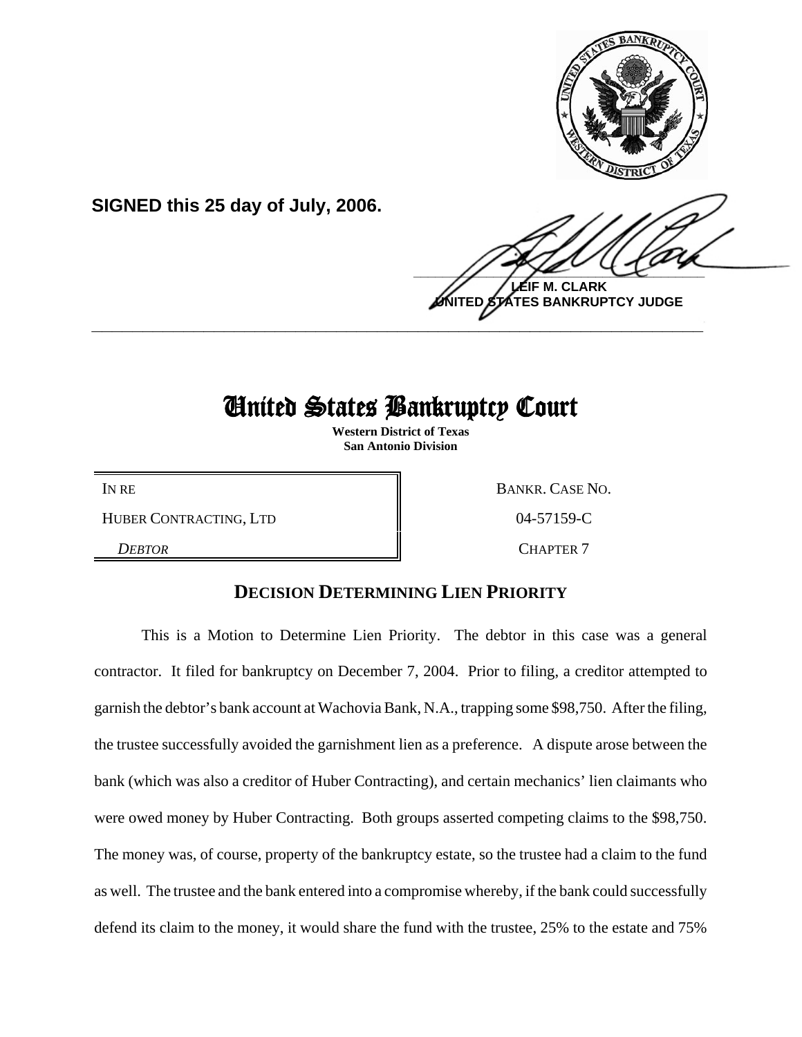**SIGNED this 25 day of July, 2006.**

**LEIF M. CLARK**
**UNITED STATES BANKRUPTCY JUDGE**

---

# United States Bankruptcy Court

**Western District of Texas**
**San Antonio Division**

| | |
|---|---|
| IN RE | BANKR. CASE NO. |
| HUBER CONTRACTING, LTD | 04-57159-C |
| *DEBTOR* | CHAPTER 7 |

## DECISION DETERMINING LIEN PRIORITY

This is a Motion to Determine Lien Priority. The debtor in this case was a general contractor. It filed for bankruptcy on December 7, 2004. Prior to filing, a creditor attempted to garnish the debtor's bank account at Wachovia Bank, N.A., trapping some $98,750. After the filing, the trustee successfully avoided the garnishment lien as a preference. A dispute arose between the bank (which was also a creditor of Huber Contracting), and certain mechanics' lien claimants who were owed money by Huber Contracting. Both groups asserted competing claims to the $98,750. The money was, of course, property of the bankruptcy estate, so the trustee had a claim to the fund as well. The trustee and the bank entered into a compromise whereby, if the bank could successfully defend its claim to the money, it would share the fund with the trustee, 25% to the estate and 75%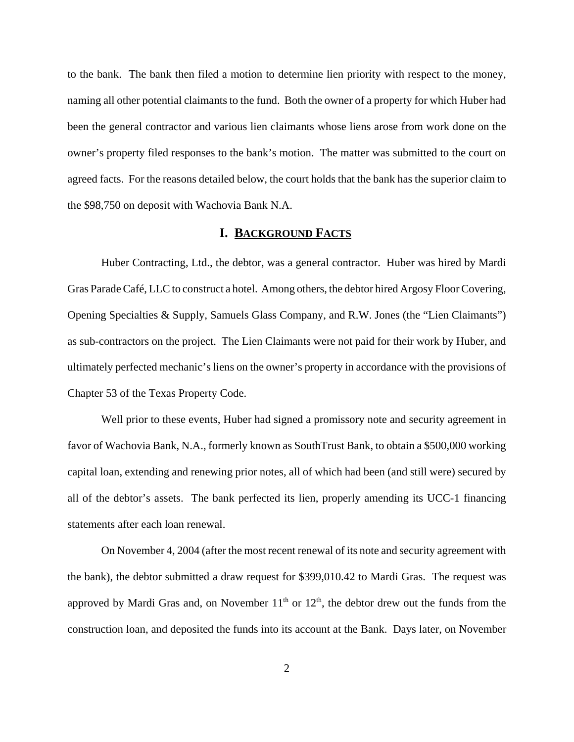to the bank. The bank then filed a motion to determine lien priority with respect to the money, naming all other potential claimants to the fund. Both the owner of a property for which Huber had been the general contractor and various lien claimants whose liens arose from work done on the owner's property filed responses to the bank's motion. The matter was submitted to the court on agreed facts. For the reasons detailed below, the court holds that the bank has the superior claim to the $98,750 on deposit with Wachovia Bank N.A.

## I. BACKGROUND FACTS

Huber Contracting, Ltd., the debtor, was a general contractor. Huber was hired by Mardi Gras Parade Café, LLC to construct a hotel. Among others, the debtor hired Argosy Floor Covering, Opening Specialties & Supply, Samuels Glass Company, and R.W. Jones (the "Lien Claimants") as sub-contractors on the project. The Lien Claimants were not paid for their work by Huber, and ultimately perfected mechanic's liens on the owner's property in accordance with the provisions of Chapter 53 of the Texas Property Code.

Well prior to these events, Huber had signed a promissory note and security agreement in favor of Wachovia Bank, N.A., formerly known as SouthTrust Bank, to obtain a $500,000 working capital loan, extending and renewing prior notes, all of which had been (and still were) secured by all of the debtor's assets. The bank perfected its lien, properly amending its UCC-1 financing statements after each loan renewal.

On November 4, 2004 (after the most recent renewal of its note and security agreement with the bank), the debtor submitted a draw request for $399,010.42 to Mardi Gras. The request was approved by Mardi Gras and, on November 11th or 12th, the debtor drew out the funds from the construction loan, and deposited the funds into its account at the Bank. Days later, on November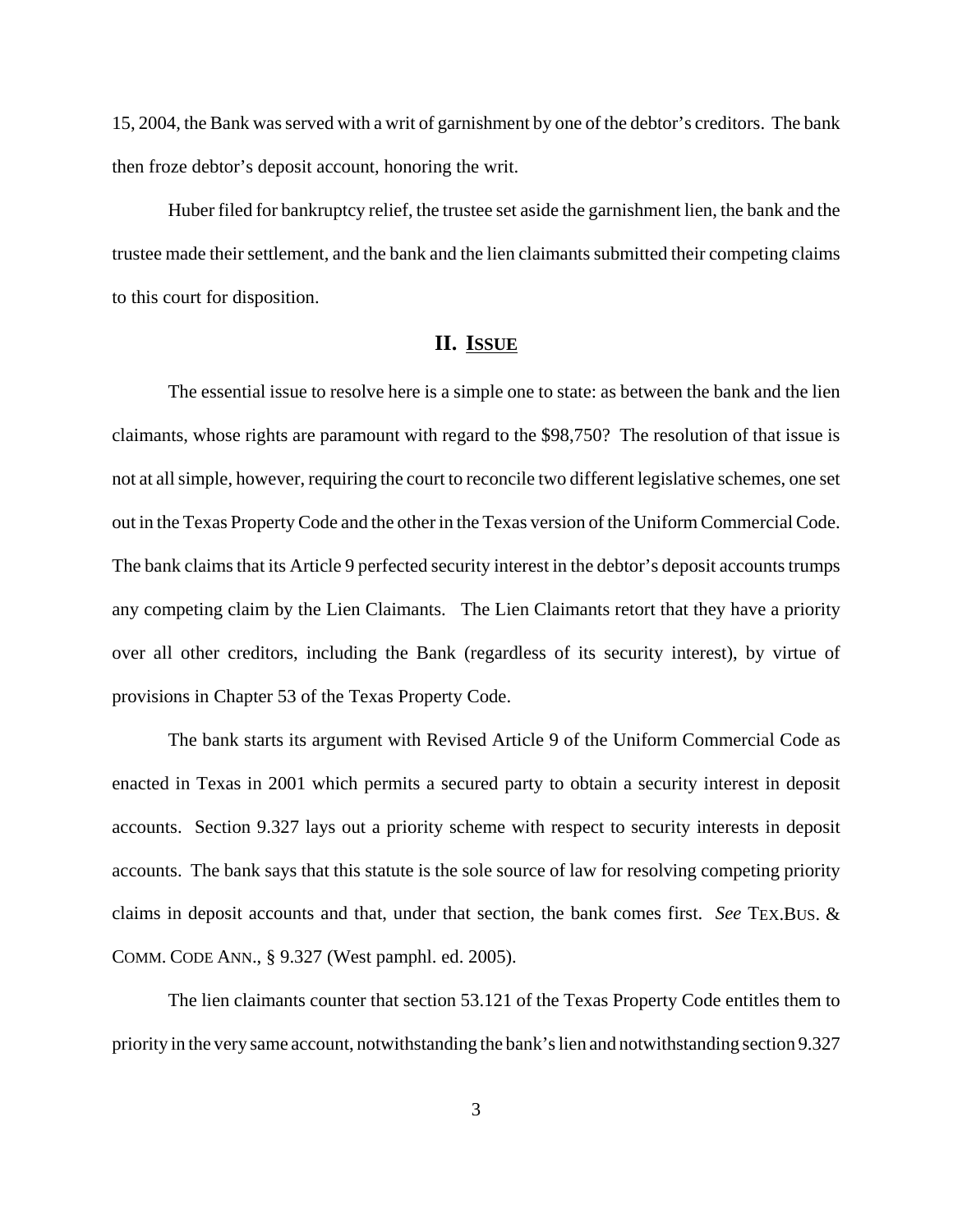15, 2004, the Bank was served with a writ of garnishment by one of the debtor's creditors. The bank then froze debtor's deposit account, honoring the writ.

Huber filed for bankruptcy relief, the trustee set aside the garnishment lien, the bank and the trustee made their settlement, and the bank and the lien claimants submitted their competing claims to this court for disposition.

## II. ISSUE

The essential issue to resolve here is a simple one to state: as between the bank and the lien claimants, whose rights are paramount with regard to the $98,750? The resolution of that issue is not at all simple, however, requiring the court to reconcile two different legislative schemes, one set out in the Texas Property Code and the other in the Texas version of the Uniform Commercial Code. The bank claims that its Article 9 perfected security interest in the debtor's deposit accounts trumps any competing claim by the Lien Claimants. The Lien Claimants retort that they have a priority over all other creditors, including the Bank (regardless of its security interest), by virtue of provisions in Chapter 53 of the Texas Property Code.

The bank starts its argument with Revised Article 9 of the Uniform Commercial Code as enacted in Texas in 2001 which permits a secured party to obtain a security interest in deposit accounts. Section 9.327 lays out a priority scheme with respect to security interests in deposit accounts. The bank says that this statute is the sole source of law for resolving competing priority claims in deposit accounts and that, under that section, the bank comes first. *See* TEX.BUS. & COMM. CODE ANN., § 9.327 (West pamphl. ed. 2005).

The lien claimants counter that section 53.121 of the Texas Property Code entitles them to priority in the very same account, notwithstanding the bank's lien and notwithstanding section 9.327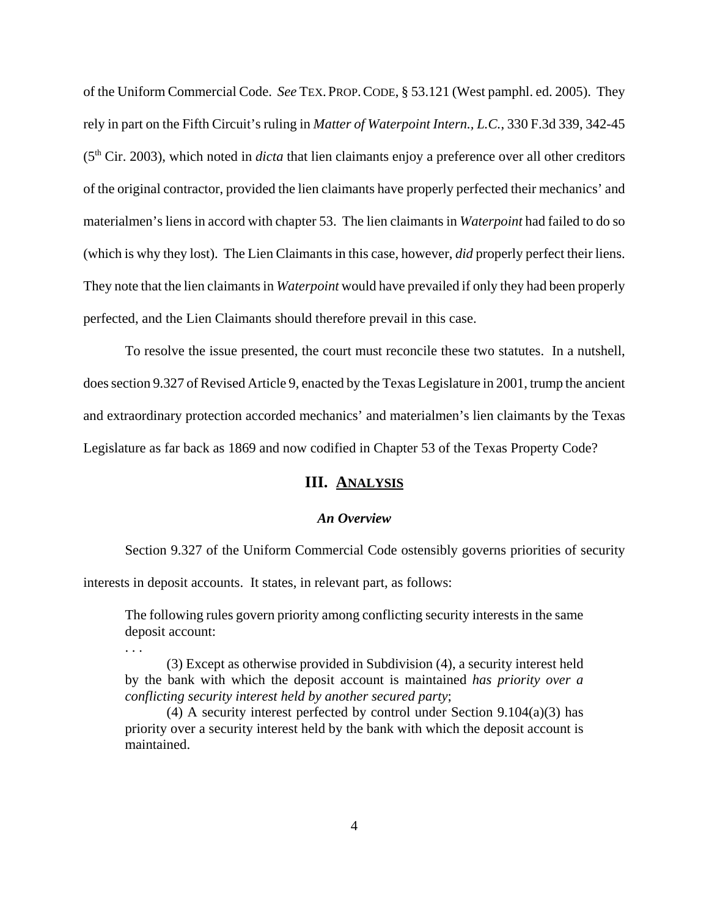of the Uniform Commercial Code. *See* TEX. PROP. CODE, § 53.121 (West pamphl. ed. 2005). They rely in part on the Fifth Circuit's ruling in *Matter of Waterpoint Intern., L.C.*, 330 F.3d 339, 342-45 (5th Cir. 2003), which noted in *dicta* that lien claimants enjoy a preference over all other creditors of the original contractor, provided the lien claimants have properly perfected their mechanics' and materialmen's liens in accord with chapter 53. The lien claimants in *Waterpoint* had failed to do so (which is why they lost). The Lien Claimants in this case, however, *did* properly perfect their liens. They note that the lien claimants in *Waterpoint* would have prevailed if only they had been properly perfected, and the Lien Claimants should therefore prevail in this case.

To resolve the issue presented, the court must reconcile these two statutes. In a nutshell, does section 9.327 of Revised Article 9, enacted by the Texas Legislature in 2001, trump the ancient and extraordinary protection accorded mechanics' and materialmen's lien claimants by the Texas Legislature as far back as 1869 and now codified in Chapter 53 of the Texas Property Code?

## III. ANALYSIS

### *An Overview*

Section 9.327 of the Uniform Commercial Code ostensibly governs priorities of security interests in deposit accounts. It states, in relevant part, as follows:

> The following rules govern priority among conflicting security interests in the same deposit account:
>
> . . .
>
> (3) Except as otherwise provided in Subdivision (4), a security interest held by the bank with which the deposit account is maintained *has priority over a conflicting security interest held by another secured party*;
>
> (4) A security interest perfected by control under Section 9.104(a)(3) has priority over a security interest held by the bank with which the deposit account is maintained.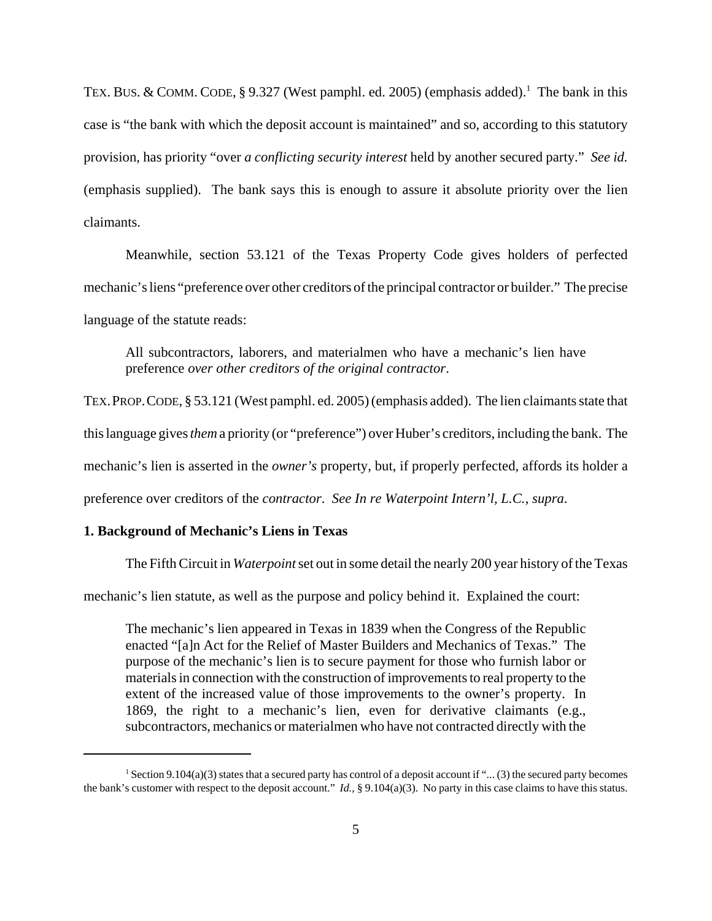TEX. BUS. & COMM. CODE, § 9.327 (West pamphl. ed. 2005) (emphasis added).[1] The bank in this case is "the bank with which the deposit account is maintained" and so, according to this statutory provision, has priority "over *a conflicting security interest* held by another secured party." *See id.* (emphasis supplied). The bank says this is enough to assure it absolute priority over the lien claimants.

Meanwhile, section 53.121 of the Texas Property Code gives holders of perfected mechanic's liens "preference over other creditors of the principal contractor or builder." The precise language of the statute reads:

> All subcontractors, laborers, and materialmen who have a mechanic's lien have preference *over other creditors of the original contractor*.

TEX. PROP. CODE, § 53.121 (West pamphl. ed. 2005) (emphasis added). The lien claimants state that this language gives *them* a priority (or "preference") over Huber's creditors, including the bank. The mechanic's lien is asserted in the *owner's* property, but, if properly perfected, affords its holder a preference over creditors of the *contractor*. *See In re Waterpoint Intern'l, L.C.*, *supra*.

**1. Background of Mechanic's Liens in Texas**

The Fifth Circuit in *Waterpoint* set out in some detail the nearly 200 year history of the Texas mechanic's lien statute, as well as the purpose and policy behind it. Explained the court:

> The mechanic's lien appeared in Texas in 1839 when the Congress of the Republic enacted "[a]n Act for the Relief of Master Builders and Mechanics of Texas." The purpose of the mechanic's lien is to secure payment for those who furnish labor or materials in connection with the construction of improvements to real property to the extent of the increased value of those improvements to the owner's property. In 1869, the right to a mechanic's lien, even for derivative claimants (e.g., subcontractors, mechanics or materialmen who have not contracted directly with the

[1] Section 9.104(a)(3) states that a secured party has control of a deposit account if "... (3) the secured party becomes the bank's customer with respect to the deposit account." *Id.*, § 9.104(a)(3). No party in this case claims to have this status.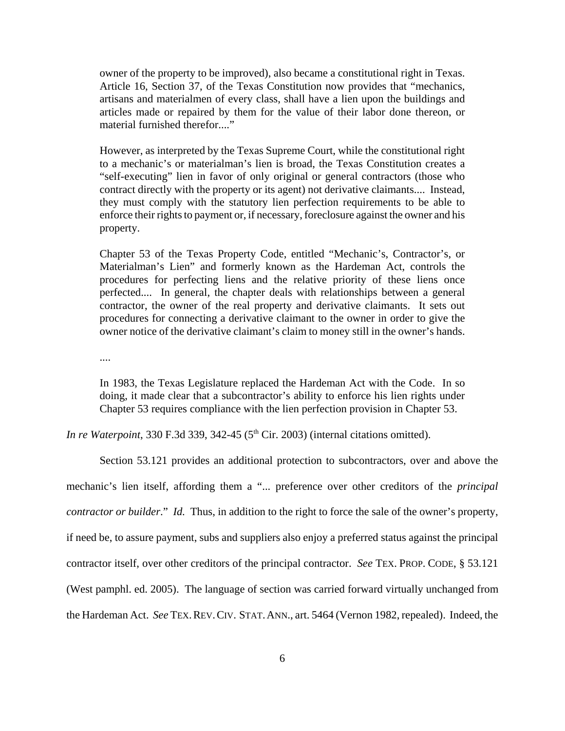> owner of the property to be improved), also became a constitutional right in Texas. Article 16, Section 37, of the Texas Constitution now provides that "mechanics, artisans and materialmen of every class, shall have a lien upon the buildings and articles made or repaired by them for the value of their labor done thereon, or material furnished therefor...."
>
> However, as interpreted by the Texas Supreme Court, while the constitutional right to a mechanic's or materialman's lien is broad, the Texas Constitution creates a "self-executing" lien in favor of only original or general contractors (those who contract directly with the property or its agent) not derivative claimants.... Instead, they must comply with the statutory lien perfection requirements to be able to enforce their rights to payment or, if necessary, foreclosure against the owner and his property.
>
> Chapter 53 of the Texas Property Code, entitled "Mechanic's, Contractor's, or Materialman's Lien" and formerly known as the Hardeman Act, controls the procedures for perfecting liens and the relative priority of these liens once perfected.... In general, the chapter deals with relationships between a general contractor, the owner of the real property and derivative claimants. It sets out procedures for connecting a derivative claimant to the owner in order to give the owner notice of the derivative claimant's claim to money still in the owner's hands.
>
> ....
>
> In 1983, the Texas Legislature replaced the Hardeman Act with the Code. In so doing, it made clear that a subcontractor's ability to enforce his lien rights under Chapter 53 requires compliance with the lien perfection provision in Chapter 53.

*In re Waterpoint*, 330 F.3d 339, 342-45 (5th Cir. 2003) (internal citations omitted).

Section 53.121 provides an additional protection to subcontractors, over and above the mechanic's lien itself, affording them a "... preference over other creditors of the *principal contractor or builder*." *Id.* Thus, in addition to the right to force the sale of the owner's property, if need be, to assure payment, subs and suppliers also enjoy a preferred status against the principal contractor itself, over other creditors of the principal contractor. *See* TEX. PROP. CODE, § 53.121 (West pamphl. ed. 2005). The language of section was carried forward virtually unchanged from the Hardeman Act. *See* TEX. REV. CIV. STAT. ANN., art. 5464 (Vernon 1982, repealed). Indeed, the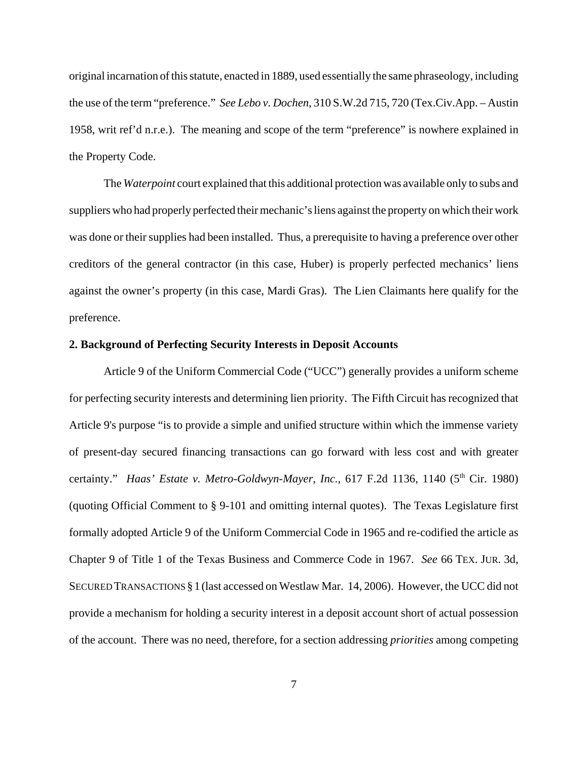original incarnation of this statute, enacted in 1889, used essentially the same phraseology, including the use of the term "preference." *See Lebo v. Dochen*, 310 S.W.2d 715, 720 (Tex.Civ.App. – Austin 1958, writ ref'd n.r.e.). The meaning and scope of the term "preference" is nowhere explained in the Property Code.

The *Waterpoint* court explained that this additional protection was available only to subs and suppliers who had properly perfected their mechanic's liens against the property on which their work was done or their supplies had been installed. Thus, a prerequisite to having a preference over other creditors of the general contractor (in this case, Huber) is properly perfected mechanics' liens against the owner's property (in this case, Mardi Gras). The Lien Claimants here qualify for the preference.

**2. Background of Perfecting Security Interests in Deposit Accounts**

Article 9 of the Uniform Commercial Code ("UCC") generally provides a uniform scheme for perfecting security interests and determining lien priority. The Fifth Circuit has recognized that Article 9's purpose "is to provide a simple and unified structure within which the immense variety of present-day secured financing transactions can go forward with less cost and with greater certainty." *Haas' Estate v. Metro-Goldwyn-Mayer, Inc.*, 617 F.2d 1136, 1140 (5th Cir. 1980) (quoting Official Comment to § 9-101 and omitting internal quotes). The Texas Legislature first formally adopted Article 9 of the Uniform Commercial Code in 1965 and re-codified the article as Chapter 9 of Title 1 of the Texas Business and Commerce Code in 1967. *See* 66 TEX. JUR. 3d, SECURED TRANSACTIONS § 1 (last accessed on Westlaw Mar. 14, 2006). However, the UCC did not provide a mechanism for holding a security interest in a deposit account short of actual possession of the account. There was no need, therefore, for a section addressing *priorities* among competing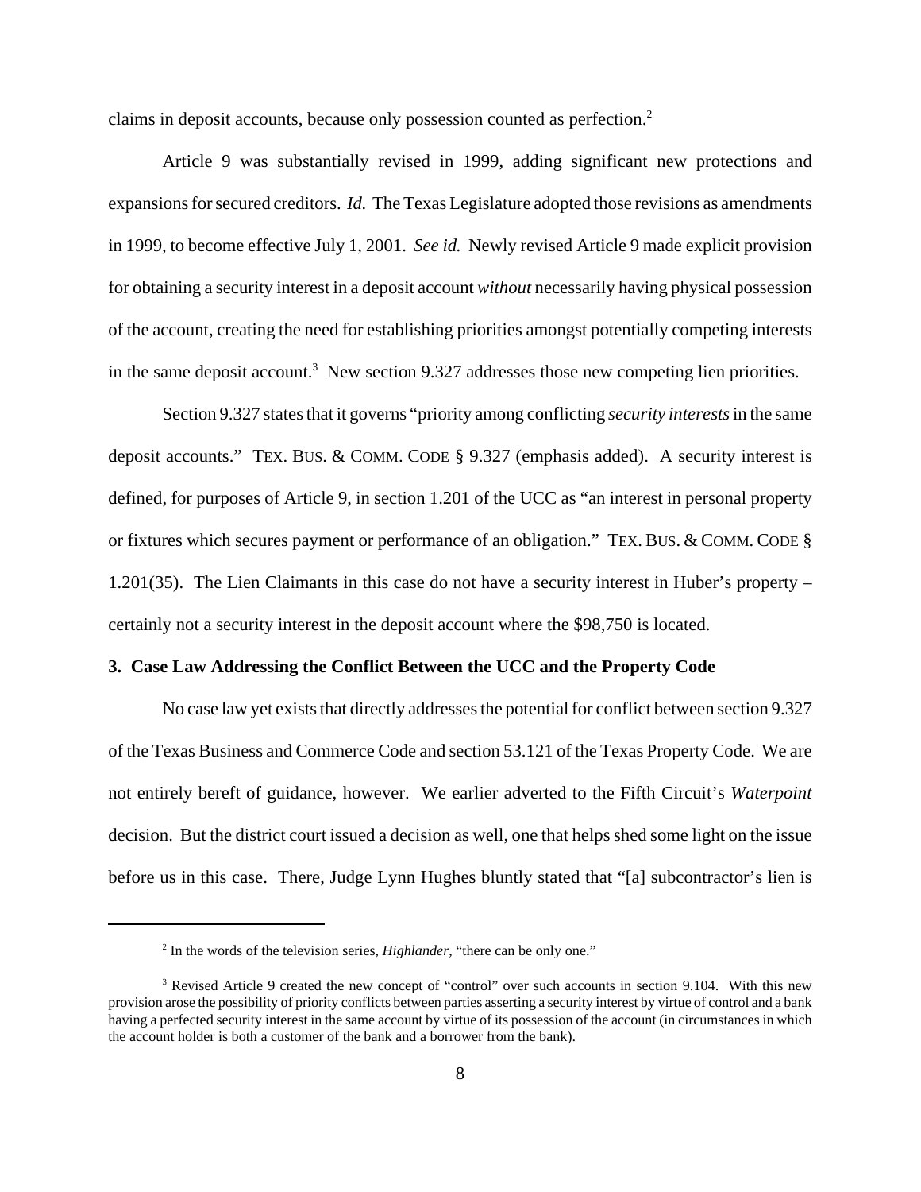claims in deposit accounts, because only possession counted as perfection.[2]

Article 9 was substantially revised in 1999, adding significant new protections and expansions for secured creditors. *Id.* The Texas Legislature adopted those revisions as amendments in 1999, to become effective July 1, 2001. *See id.* Newly revised Article 9 made explicit provision for obtaining a security interest in a deposit account *without* necessarily having physical possession of the account, creating the need for establishing priorities amongst potentially competing interests in the same deposit account.[3] New section 9.327 addresses those new competing lien priorities.

Section 9.327 states that it governs "priority among conflicting *security interests* in the same deposit accounts." TEX. BUS. & COMM. CODE § 9.327 (emphasis added). A security interest is defined, for purposes of Article 9, in section 1.201 of the UCC as "an interest in personal property or fixtures which secures payment or performance of an obligation." TEX. BUS. & COMM. CODE § 1.201(35). The Lien Claimants in this case do not have a security interest in Huber's property – certainly not a security interest in the deposit account where the $98,750 is located.

**3. Case Law Addressing the Conflict Between the UCC and the Property Code**

No case law yet exists that directly addresses the potential for conflict between section 9.327 of the Texas Business and Commerce Code and section 53.121 of the Texas Property Code. We are not entirely bereft of guidance, however. We earlier adverted to the Fifth Circuit's *Waterpoint* decision. But the district court issued a decision as well, one that helps shed some light on the issue before us in this case. There, Judge Lynn Hughes bluntly stated that "[a] subcontractor's lien is

[2] In the words of the television series, *Highlander*, "there can be only one."

[3] Revised Article 9 created the new concept of "control" over such accounts in section 9.104. With this new provision arose the possibility of priority conflicts between parties asserting a security interest by virtue of control and a bank having a perfected security interest in the same account by virtue of its possession of the account (in circumstances in which the account holder is both a customer of the bank and a borrower from the bank).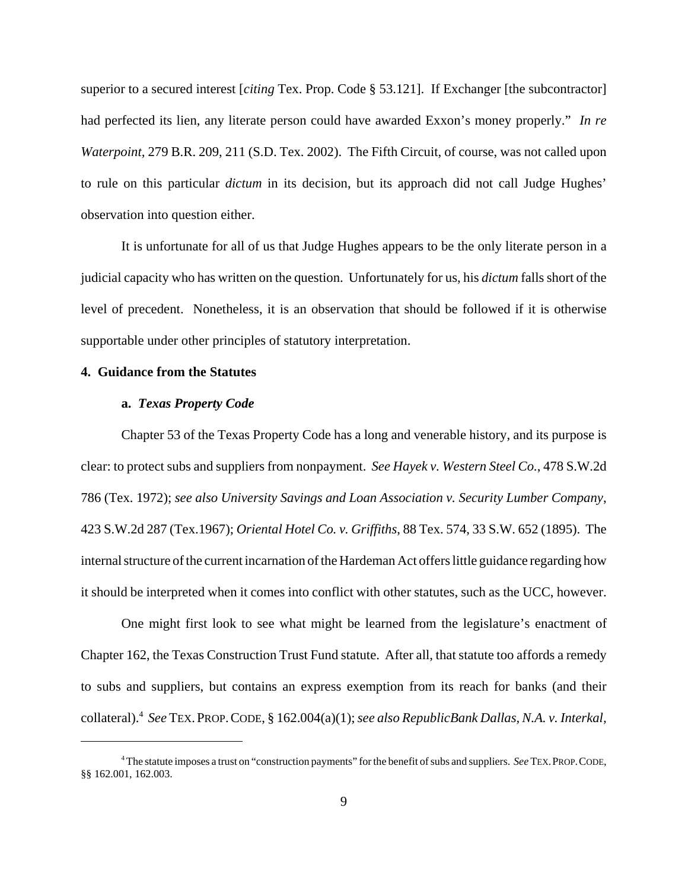superior to a secured interest [*citing* Tex. Prop. Code § 53.121]. If Exchanger [the subcontractor] had perfected its lien, any literate person could have awarded Exxon's money properly." *In re Waterpoint*, 279 B.R. 209, 211 (S.D. Tex. 2002). The Fifth Circuit, of course, was not called upon to rule on this particular *dictum* in its decision, but its approach did not call Judge Hughes' observation into question either.

It is unfortunate for all of us that Judge Hughes appears to be the only literate person in a judicial capacity who has written on the question. Unfortunately for us, his *dictum* falls short of the level of precedent. Nonetheless, it is an observation that should be followed if it is otherwise supportable under other principles of statutory interpretation.

#### 4. Guidance from the Statutes

##### a. *Texas Property Code*

Chapter 53 of the Texas Property Code has a long and venerable history, and its purpose is clear: to protect subs and suppliers from nonpayment. *See Hayek v. Western Steel Co.*, 478 S.W.2d 786 (Tex. 1972); *see also University Savings and Loan Association v. Security Lumber Company*, 423 S.W.2d 287 (Tex.1967); *Oriental Hotel Co. v. Griffiths*, 88 Tex. 574, 33 S.W. 652 (1895). The internal structure of the current incarnation of the Hardeman Act offers little guidance regarding how it should be interpreted when it comes into conflict with other statutes, such as the UCC, however.

One might first look to see what might be learned from the legislature's enactment of Chapter 162, the Texas Construction Trust Fund statute. After all, that statute too affords a remedy to subs and suppliers, but contains an express exemption from its reach for banks (and their collateral).[4] *See* TEX. PROP. CODE, § 162.004(a)(1); *see also RepublicBank Dallas, N.A. v. Interkal*,

---

[4] The statute imposes a trust on "construction payments" for the benefit of subs and suppliers. *See* TEX. PROP. CODE, §§ 162.001, 162.003.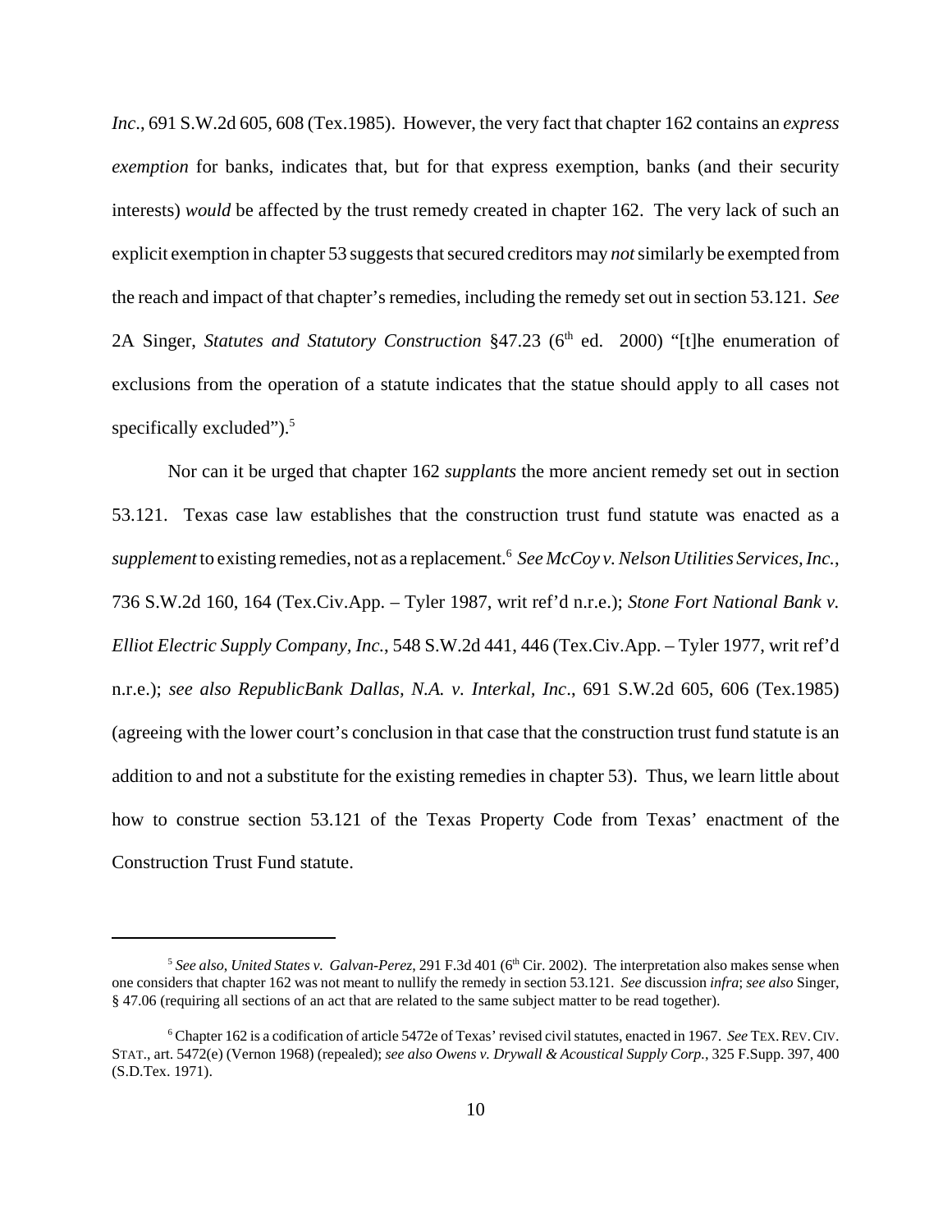*Inc.*, 691 S.W.2d 605, 608 (Tex.1985). However, the very fact that chapter 162 contains an *express exemption* for banks, indicates that, but for that express exemption, banks (and their security interests) *would* be affected by the trust remedy created in chapter 162. The very lack of such an explicit exemption in chapter 53 suggests that secured creditors may *not* similarly be exempted from the reach and impact of that chapter's remedies, including the remedy set out in section 53.121. *See* 2A Singer, *Statutes and Statutory Construction* §47.23 (6th ed. 2000) "[t]he enumeration of exclusions from the operation of a statute indicates that the statue should apply to all cases not specifically excluded").[5]

Nor can it be urged that chapter 162 *supplants* the more ancient remedy set out in section 53.121. Texas case law establishes that the construction trust fund statute was enacted as a *supplement* to existing remedies, not as a replacement.[6] *See McCoy v. Nelson Utilities Services, Inc.*, 736 S.W.2d 160, 164 (Tex.Civ.App. – Tyler 1987, writ ref'd n.r.e.); *Stone Fort National Bank v. Elliot Electric Supply Company, Inc.*, 548 S.W.2d 441, 446 (Tex.Civ.App. – Tyler 1977, writ ref'd n.r.e.); *see also RepublicBank Dallas, N.A. v. Interkal, Inc.*, 691 S.W.2d 605, 606 (Tex.1985) (agreeing with the lower court's conclusion in that case that the construction trust fund statute is an addition to and not a substitute for the existing remedies in chapter 53). Thus, we learn little about how to construe section 53.121 of the Texas Property Code from Texas' enactment of the Construction Trust Fund statute.

---

[5] *See also*, *United States v. Galvan-Perez*, 291 F.3d 401 (6th Cir. 2002). The interpretation also makes sense when one considers that chapter 162 was not meant to nullify the remedy in section 53.121. *See* discussion *infra*; *see also* Singer, § 47.06 (requiring all sections of an act that are related to the same subject matter to be read together).

[6] Chapter 162 is a codification of article 5472e of Texas' revised civil statutes, enacted in 1967. *See* TEX. REV. CIV. STAT., art. 5472(e) (Vernon 1968) (repealed); *see also Owens v. Drywall & Acoustical Supply Corp.*, 325 F.Supp. 397, 400 (S.D.Tex. 1971).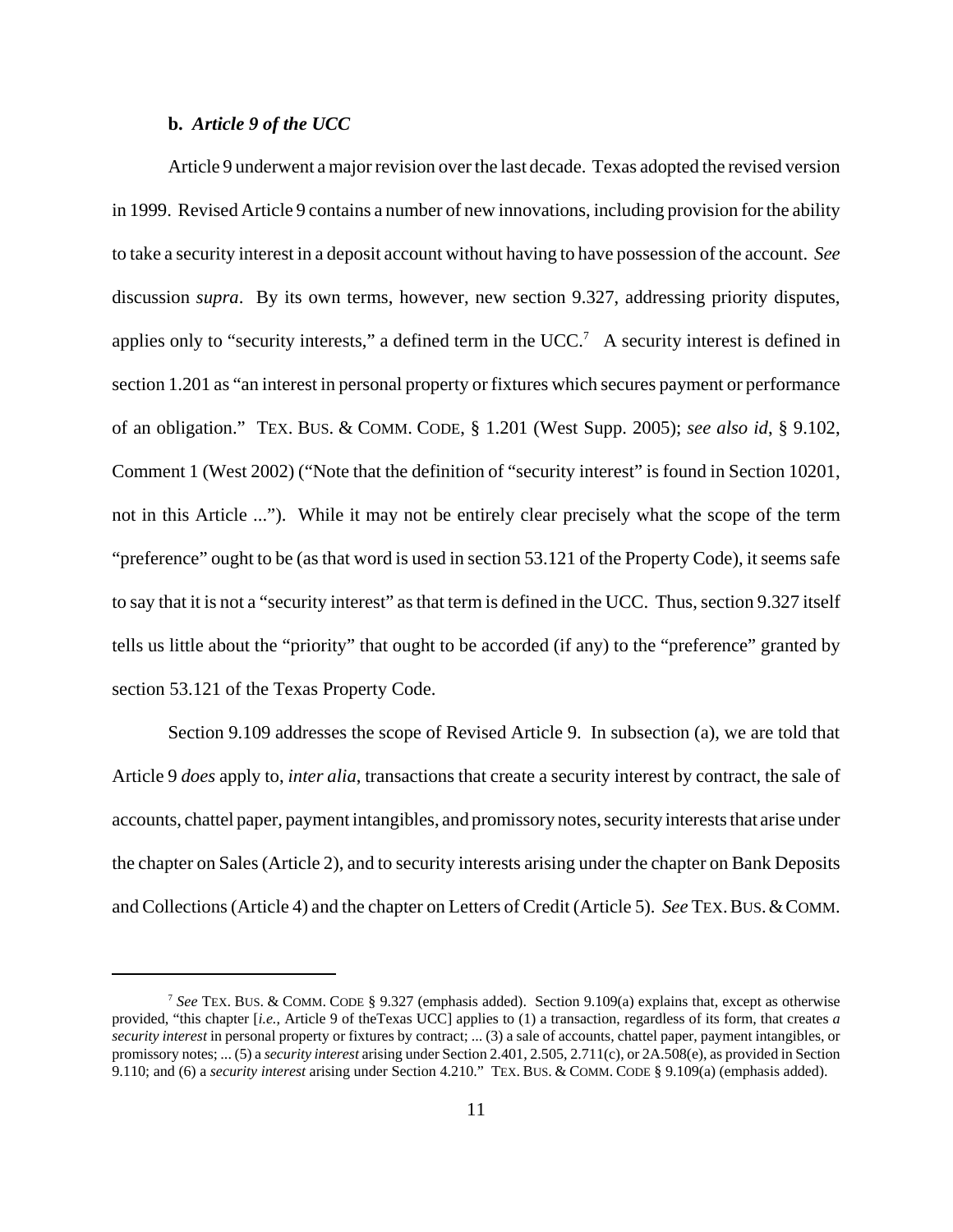**b.** ***Article 9 of the UCC***

Article 9 underwent a major revision over the last decade. Texas adopted the revised version in 1999. Revised Article 9 contains a number of new innovations, including provision for the ability to take a security interest in a deposit account without having to have possession of the account. *See* discussion *supra*. By its own terms, however, new section 9.327, addressing priority disputes, applies only to "security interests," a defined term in the UCC.[7] A security interest is defined in section 1.201 as "an interest in personal property or fixtures which secures payment or performance of an obligation." TEX. BUS. & COMM. CODE, § 1.201 (West Supp. 2005); *see also id*, § 9.102, Comment 1 (West 2002) ("Note that the definition of "security interest" is found in Section 10201, not in this Article ..."). While it may not be entirely clear precisely what the scope of the term "preference" ought to be (as that word is used in section 53.121 of the Property Code), it seems safe to say that it is not a "security interest" as that term is defined in the UCC. Thus, section 9.327 itself tells us little about the "priority" that ought to be accorded (if any) to the "preference" granted by section 53.121 of the Texas Property Code.

Section 9.109 addresses the scope of Revised Article 9. In subsection (a), we are told that Article 9 *does* apply to, *inter alia*, transactions that create a security interest by contract, the sale of accounts, chattel paper, payment intangibles, and promissory notes, security interests that arise under the chapter on Sales (Article 2), and to security interests arising under the chapter on Bank Deposits and Collections (Article 4) and the chapter on Letters of Credit (Article 5). *See* TEX. BUS. & COMM.

---

[7] *See* TEX. BUS. & COMM. CODE § 9.327 (emphasis added). Section 9.109(a) explains that, except as otherwise provided, "this chapter [*i.e.*, Article 9 of theTexas UCC] applies to (1) a transaction, regardless of its form, that creates *a security interest* in personal property or fixtures by contract; ... (3) a sale of accounts, chattel paper, payment intangibles, or promissory notes; ... (5) a *security interest* arising under Section 2.401, 2.505, 2.711(c), or 2A.508(e), as provided in Section 9.110; and (6) a *security interest* arising under Section 4.210." TEX. BUS. & COMM. CODE § 9.109(a) (emphasis added).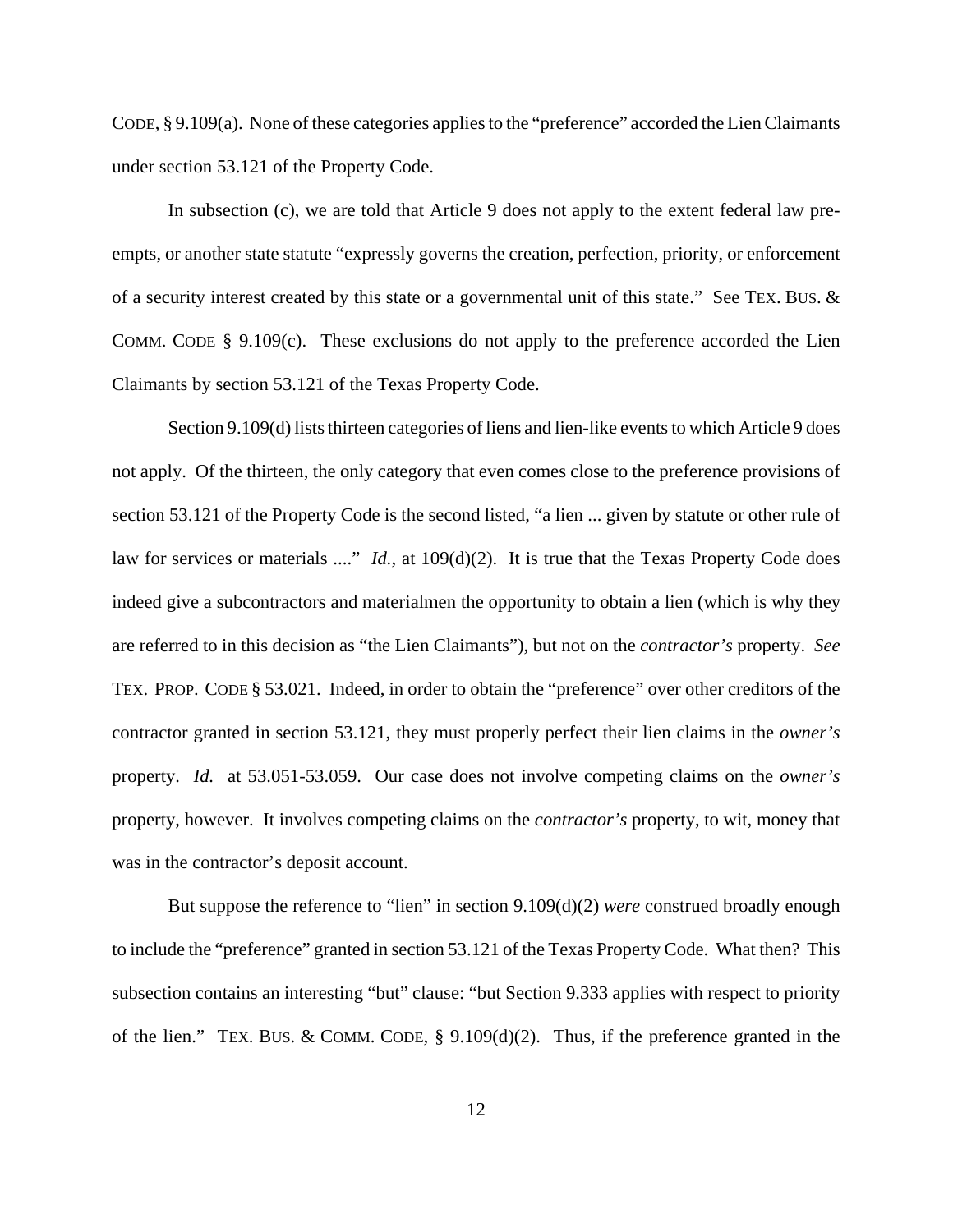CODE, § 9.109(a). None of these categories applies to the "preference" accorded the Lien Claimants under section 53.121 of the Property Code.

In subsection (c), we are told that Article 9 does not apply to the extent federal law pre-empts, or another state statute "expressly governs the creation, perfection, priority, or enforcement of a security interest created by this state or a governmental unit of this state." See TEX. BUS. & COMM. CODE § 9.109(c). These exclusions do not apply to the preference accorded the Lien Claimants by section 53.121 of the Texas Property Code.

Section 9.109(d) lists thirteen categories of liens and lien-like events to which Article 9 does not apply. Of the thirteen, the only category that even comes close to the preference provisions of section 53.121 of the Property Code is the second listed, "a lien ... given by statute or other rule of law for services or materials ...." *Id.*, at 109(d)(2). It is true that the Texas Property Code does indeed give a subcontractors and materialmen the opportunity to obtain a lien (which is why they are referred to in this decision as "the Lien Claimants"), but not on the *contractor's* property. *See* TEX. PROP. CODE § 53.021. Indeed, in order to obtain the "preference" over other creditors of the contractor granted in section 53.121, they must properly perfect their lien claims in the *owner's* property. *Id.* at 53.051-53.059. Our case does not involve competing claims on the *owner's* property, however. It involves competing claims on the *contractor's* property, to wit, money that was in the contractor's deposit account.

But suppose the reference to "lien" in section 9.109(d)(2) *were* construed broadly enough to include the "preference" granted in section 53.121 of the Texas Property Code. What then? This subsection contains an interesting "but" clause: "but Section 9.333 applies with respect to priority of the lien." TEX. BUS. & COMM. CODE, § 9.109(d)(2). Thus, if the preference granted in the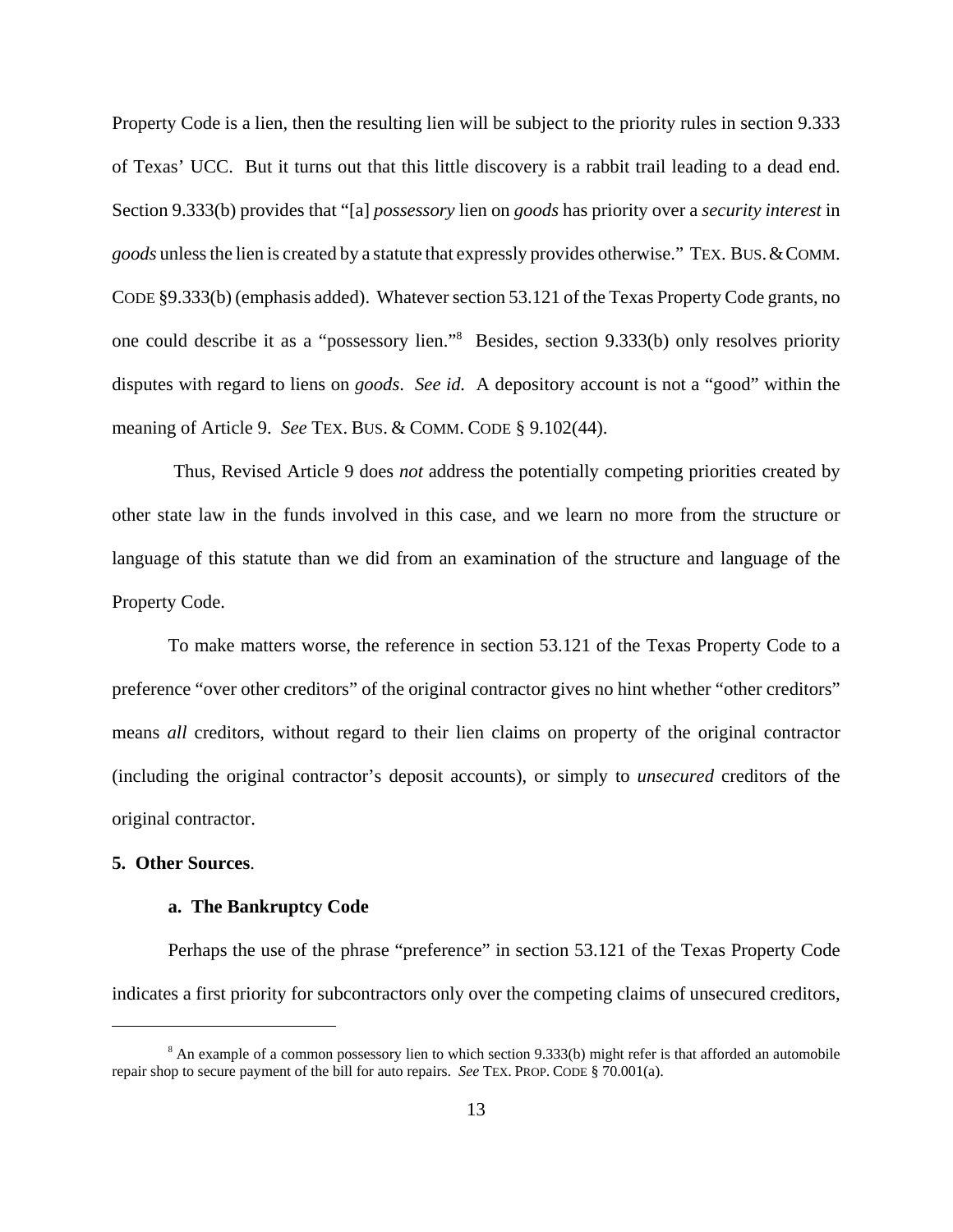Property Code is a lien, then the resulting lien will be subject to the priority rules in section 9.333 of Texas' UCC. But it turns out that this little discovery is a rabbit trail leading to a dead end. Section 9.333(b) provides that "[a] *possessory* lien on *goods* has priority over a *security interest* in *goods* unless the lien is created by a statute that expressly provides otherwise." TEX. BUS. & COMM. CODE §9.333(b) (emphasis added). Whatever section 53.121 of the Texas Property Code grants, no one could describe it as a "possessory lien."[8] Besides, section 9.333(b) only resolves priority disputes with regard to liens on *goods*. *See id.* A depository account is not a "good" within the meaning of Article 9. *See* TEX. BUS. & COMM. CODE § 9.102(44).

Thus, Revised Article 9 does *not* address the potentially competing priorities created by other state law in the funds involved in this case, and we learn no more from the structure or language of this statute than we did from an examination of the structure and language of the Property Code.

To make matters worse, the reference in section 53.121 of the Texas Property Code to a preference "over other creditors" of the original contractor gives no hint whether "other creditors" means *all* creditors, without regard to their lien claims on property of the original contractor (including the original contractor's deposit accounts), or simply to *unsecured* creditors of the original contractor.

**5. Other Sources**.

**a. The Bankruptcy Code**

Perhaps the use of the phrase "preference" in section 53.121 of the Texas Property Code indicates a first priority for subcontractors only over the competing claims of unsecured creditors,

---

[8] An example of a common possessory lien to which section 9.333(b) might refer is that afforded an automobile repair shop to secure payment of the bill for auto repairs. *See* TEX. PROP. CODE § 70.001(a).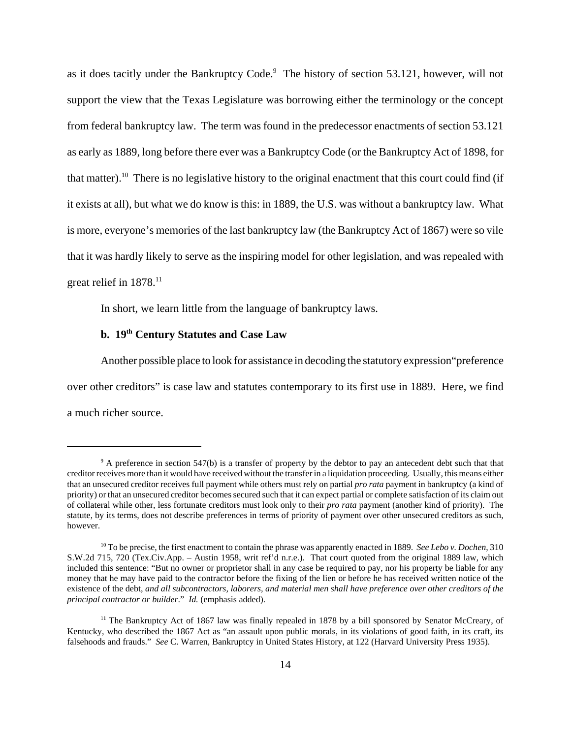as it does tacitly under the Bankruptcy Code.[9] The history of section 53.121, however, will not support the view that the Texas Legislature was borrowing either the terminology or the concept from federal bankruptcy law. The term was found in the predecessor enactments of section 53.121 as early as 1889, long before there ever was a Bankruptcy Code (or the Bankruptcy Act of 1898, for that matter).[10] There is no legislative history to the original enactment that this court could find (if it exists at all), but what we do know is this: in 1889, the U.S. was without a bankruptcy law. What is more, everyone's memories of the last bankruptcy law (the Bankruptcy Act of 1867) were so vile that it was hardly likely to serve as the inspiring model for other legislation, and was repealed with great relief in 1878.[11]

In short, we learn little from the language of bankruptcy laws.

**b. 19th Century Statutes and Case Law**

Another possible place to look for assistance in decoding the statutory expression"preference over other creditors" is case law and statutes contemporary to its first use in 1889. Here, we find a much richer source.

---

[9] A preference in section 547(b) is a transfer of property by the debtor to pay an antecedent debt such that that creditor receives more than it would have received without the transfer in a liquidation proceeding. Usually, this means either that an unsecured creditor receives full payment while others must rely on partial *pro rata* payment in bankruptcy (a kind of priority) or that an unsecured creditor becomes secured such that it can expect partial or complete satisfaction of its claim out of collateral while other, less fortunate creditors must look only to their *pro rata* payment (another kind of priority). The statute, by its terms, does not describe preferences in terms of priority of payment over other unsecured creditors as such, however.

[10] To be precise, the first enactment to contain the phrase was apparently enacted in 1889. *See Lebo v. Dochen*, 310 S.W.2d 715, 720 (Tex.Civ.App. – Austin 1958, writ ref'd n.r.e.). That court quoted from the original 1889 law, which included this sentence: "But no owner or proprietor shall in any case be required to pay, nor his property be liable for any money that he may have paid to the contractor before the fixing of the lien or before he has received written notice of the existence of the debt, *and all subcontractors, laborers, and material men shall have preference over other creditors of the principal contractor or builder*." *Id.* (emphasis added).

[11] The Bankruptcy Act of 1867 law was finally repealed in 1878 by a bill sponsored by Senator McCreary, of Kentucky, who described the 1867 Act as "an assault upon public morals, in its violations of good faith, in its craft, its falsehoods and frauds." *See* C. Warren, Bankruptcy in United States History, at 122 (Harvard University Press 1935).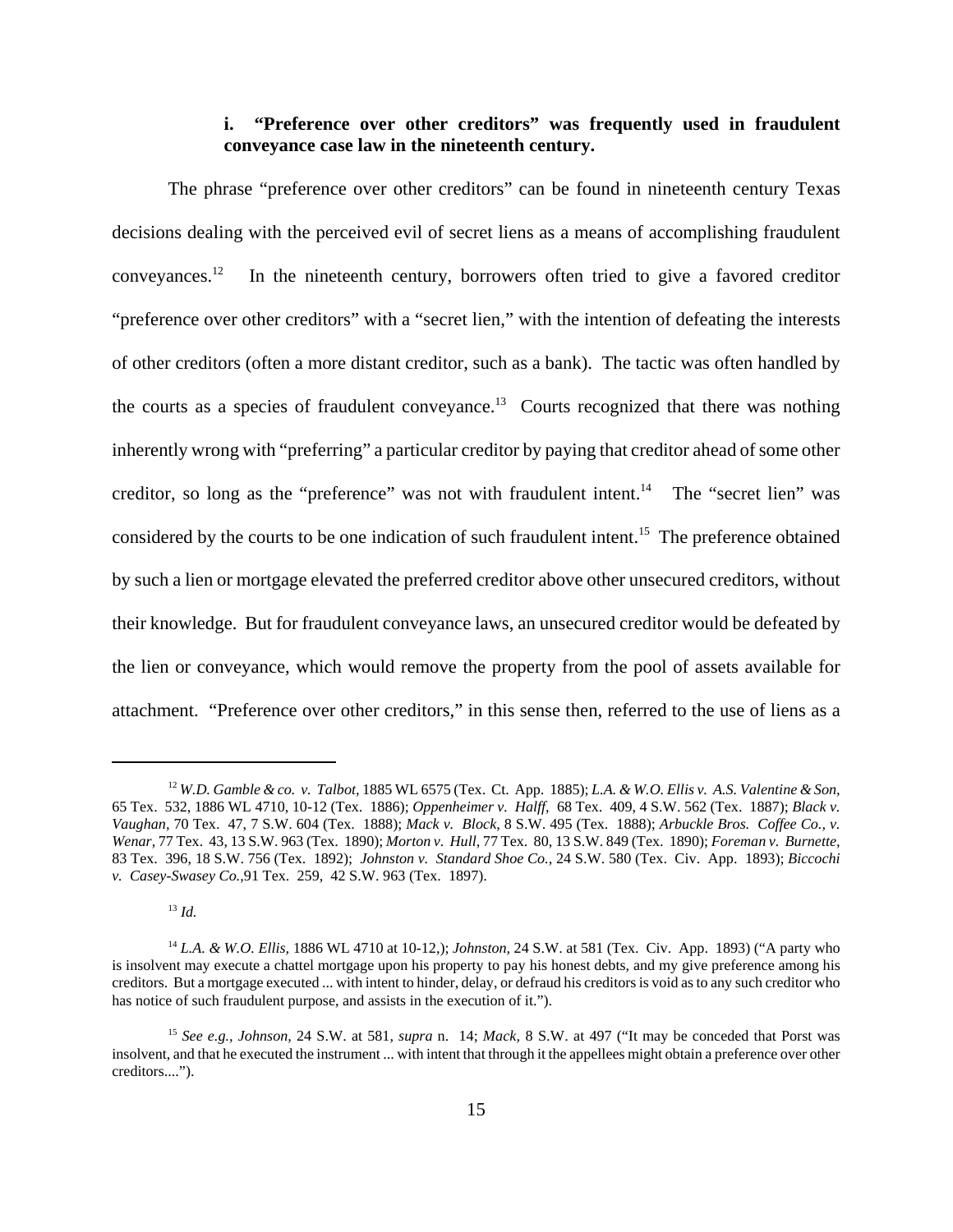### i. "Preference over other creditors" was frequently used in fraudulent conveyance case law in the nineteenth century.

The phrase "preference over other creditors" can be found in nineteenth century Texas decisions dealing with the perceived evil of secret liens as a means of accomplishing fraudulent conveyances.[12] In the nineteenth century, borrowers often tried to give a favored creditor "preference over other creditors" with a "secret lien," with the intention of defeating the interests of other creditors (often a more distant creditor, such as a bank). The tactic was often handled by the courts as a species of fraudulent conveyance.[13] Courts recognized that there was nothing inherently wrong with "preferring" a particular creditor by paying that creditor ahead of some other creditor, so long as the "preference" was not with fraudulent intent.[14] The "secret lien" was considered by the courts to be one indication of such fraudulent intent.[15] The preference obtained by such a lien or mortgage elevated the preferred creditor above other unsecured creditors, without their knowledge. But for fraudulent conveyance laws, an unsecured creditor would be defeated by the lien or conveyance, which would remove the property from the pool of assets available for attachment. "Preference over other creditors," in this sense then, referred to the use of liens as a

---

[12] *W.D. Gamble & co. v. Talbot*, 1885 WL 6575 (Tex. Ct. App. 1885); *L.A. & W.O. Ellis v. A.S. Valentine & Son*, 65 Tex. 532, 1886 WL 4710, 10-12 (Tex. 1886); *Oppenheimer v. Halff*, 68 Tex. 409, 4 S.W. 562 (Tex. 1887); *Black v. Vaughan*, 70 Tex. 47, 7 S.W. 604 (Tex. 1888); *Mack v. Block*, 8 S.W. 495 (Tex. 1888); *Arbuckle Bros. Coffee Co., v. Wenar*, 77 Tex. 43, 13 S.W. 963 (Tex. 1890); *Morton v. Hull*, 77 Tex. 80, 13 S.W. 849 (Tex. 1890); *Foreman v. Burnette*, 83 Tex. 396, 18 S.W. 756 (Tex. 1892); *Johnston v. Standard Shoe Co.*, 24 S.W. 580 (Tex. Civ. App. 1893); *Biccochi v. Casey-Swasey Co.*,91 Tex. 259, 42 S.W. 963 (Tex. 1897).

[13] *Id.*

[14] *L.A. & W.O. Ellis*, 1886 WL 4710 at 10-12,); *Johnston*, 24 S.W. at 581 (Tex. Civ. App. 1893) ("A party who is insolvent may execute a chattel mortgage upon his property to pay his honest debts, and my give preference among his creditors. But a mortgage executed ... with intent to hinder, delay, or defraud his creditors is void as to any such creditor who has notice of such fraudulent purpose, and assists in the execution of it.").

[15] *See e.g., Johnson*, 24 S.W. at 581, *supra* n. 14; *Mack*, 8 S.W. at 497 ("It may be conceded that Porst was insolvent, and that he executed the instrument ... with intent that through it the appellees might obtain a preference over other creditors....").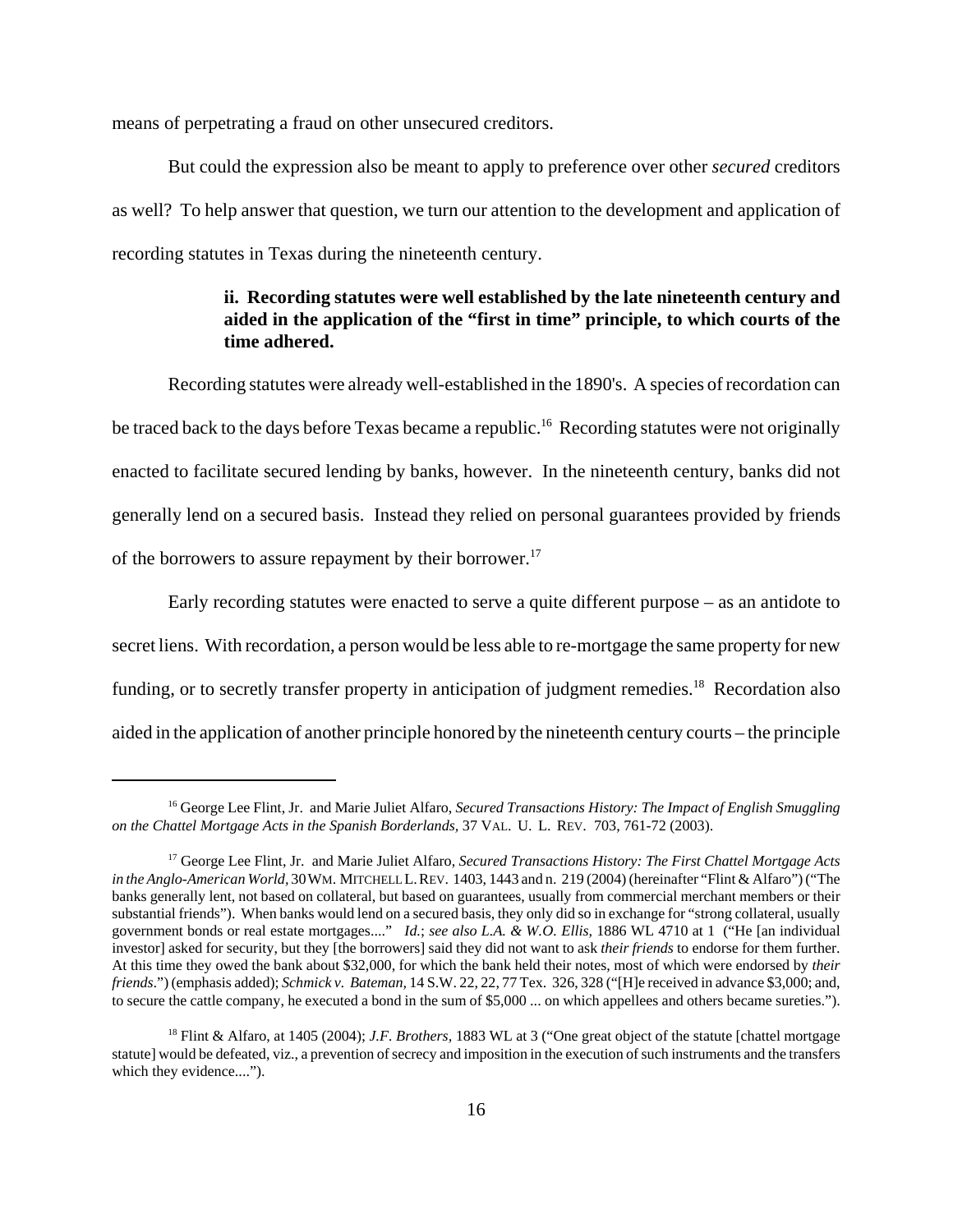means of perpetrating a fraud on other unsecured creditors.

But could the expression also be meant to apply to preference over other *secured* creditors as well? To help answer that question, we turn our attention to the development and application of recording statutes in Texas during the nineteenth century.

**ii. Recording statutes were well established by the late nineteenth century and aided in the application of the "first in time" principle, to which courts of the time adhered.**

Recording statutes were already well-established in the 1890's. A species of recordation can be traced back to the days before Texas became a republic.[16] Recording statutes were not originally enacted to facilitate secured lending by banks, however. In the nineteenth century, banks did not generally lend on a secured basis. Instead they relied on personal guarantees provided by friends of the borrowers to assure repayment by their borrower.[17]

Early recording statutes were enacted to serve a quite different purpose – as an antidote to secret liens. With recordation, a person would be less able to re-mortgage the same property for new funding, or to secretly transfer property in anticipation of judgment remedies.[18] Recordation also aided in the application of another principle honored by the nineteenth century courts – the principle

---

[16] George Lee Flint, Jr. and Marie Juliet Alfaro, *Secured Transactions History: The Impact of English Smuggling on the Chattel Mortgage Acts in the Spanish Borderlands,* 37 VAL. U. L. REV. 703, 761-72 (2003).

[17] George Lee Flint, Jr. and Marie Juliet Alfaro, *Secured Transactions History: The First Chattel Mortgage Acts in the Anglo-American World,* 30 WM. MITCHELL L. REV. 1403, 1443 and n. 219 (2004) (hereinafter "Flint & Alfaro") ("The banks generally lent, not based on collateral, but based on guarantees, usually from commercial merchant members or their substantial friends"). When banks would lend on a secured basis, they only did so in exchange for "strong collateral, usually government bonds or real estate mortgages...." *Id.*; *see also L.A. & W.O. Ellis,* 1886 WL 4710 at 1 ("He [an individual investor] asked for security, but they [the borrowers] said they did not want to ask *their friends* to endorse for them further. At this time they owed the bank about $32,000, for which the bank held their notes, most of which were endorsed by *their friends*.") (emphasis added); *Schmick v. Bateman,* 14 S.W. 22, 22, 77 Tex. 326, 328 ("[H]e received in advance $3,000; and, to secure the cattle company, he executed a bond in the sum of $5,000 ... on which appellees and others became sureties.").

[18] Flint & Alfaro, at 1405 (2004); *J.F. Brothers,* 1883 WL at 3 ("One great object of the statute [chattel mortgage statute] would be defeated, viz., a prevention of secrecy and imposition in the execution of such instruments and the transfers which they evidence....").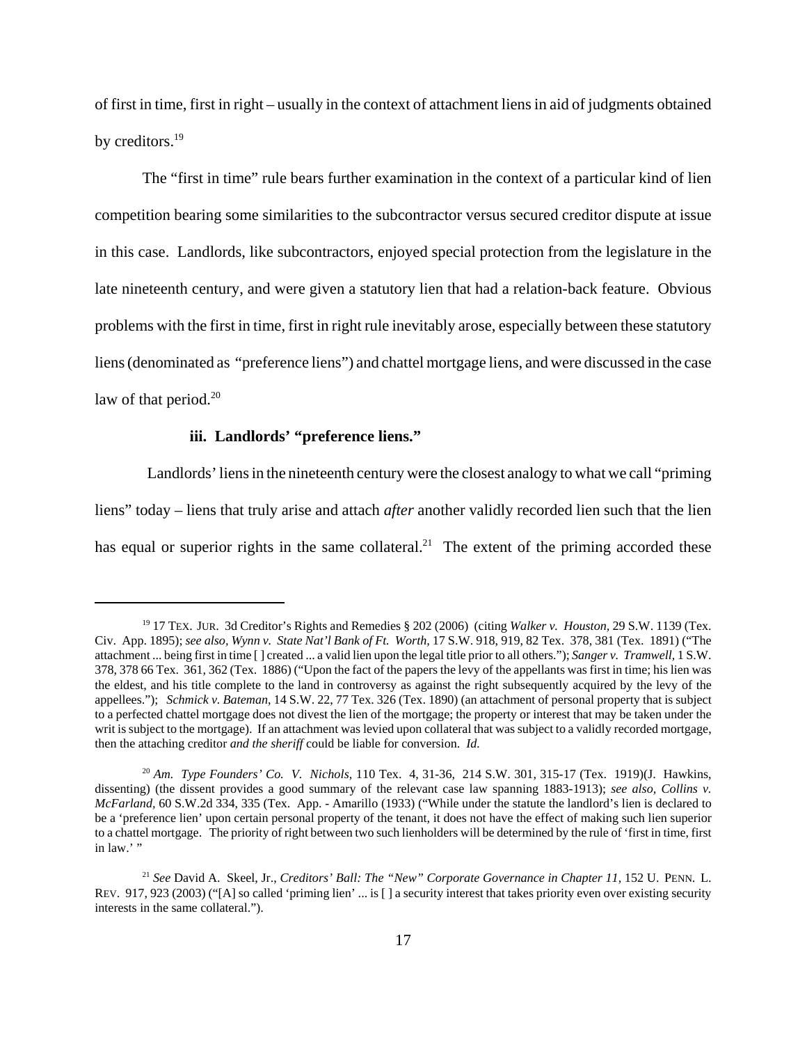of first in time, first in right – usually in the context of attachment liens in aid of judgments obtained by creditors.[19]

The "first in time" rule bears further examination in the context of a particular kind of lien competition bearing some similarities to the subcontractor versus secured creditor dispute at issue in this case. Landlords, like subcontractors, enjoyed special protection from the legislature in the late nineteenth century, and were given a statutory lien that had a relation-back feature. Obvious problems with the first in time, first in right rule inevitably arose, especially between these statutory liens (denominated as "preference liens") and chattel mortgage liens, and were discussed in the case law of that period.[20]

**iii. Landlords' "preference liens."**

Landlords' liens in the nineteenth century were the closest analogy to what we call "priming liens" today – liens that truly arise and attach *after* another validly recorded lien such that the lien has equal or superior rights in the same collateral.[21] The extent of the priming accorded these

---

[19] 17 TEX. JUR. 3d Creditor's Rights and Remedies § 202 (2006) (citing *Walker v. Houston*, 29 S.W. 1139 (Tex. Civ. App. 1895); *see also*, *Wynn v. State Nat'l Bank of Ft. Worth*, 17 S.W. 918, 919, 82 Tex. 378, 381 (Tex. 1891) ("The attachment ... being first in time [ ] created ... a valid lien upon the legal title prior to all others."); *Sanger v. Tramwell*, 1 S.W. 378, 378 66 Tex. 361, 362 (Tex. 1886) ("Upon the fact of the papers the levy of the appellants was first in time; his lien was the eldest, and his title complete to the land in controversy as against the right subsequently acquired by the levy of the appellees."); *Schmick v. Bateman*, 14 S.W. 22, 77 Tex. 326 (Tex. 1890) (an attachment of personal property that is subject to a perfected chattel mortgage does not divest the lien of the mortgage; the property or interest that may be taken under the writ is subject to the mortgage). If an attachment was levied upon collateral that was subject to a validly recorded mortgage, then the attaching creditor *and the sheriff* could be liable for conversion. *Id.*

[20] *Am. Type Founders' Co. V. Nichols*, 110 Tex. 4, 31-36, 214 S.W. 301, 315-17 (Tex. 1919)(J. Hawkins, dissenting) (the dissent provides a good summary of the relevant case law spanning 1883-1913); *see also*, *Collins v. McFarland*, 60 S.W.2d 334, 335 (Tex. App. - Amarillo (1933) ("While under the statute the landlord's lien is declared to be a 'preference lien' upon certain personal property of the tenant, it does not have the effect of making such lien superior to a chattel mortgage. The priority of right between two such lienholders will be determined by the rule of 'first in time, first in law.' "

[21] *See* David A. Skeel, Jr., *Creditors' Ball: The "New" Corporate Governance in Chapter 11*, 152 U. PENN. L. REV. 917, 923 (2003) ("[A] so called 'priming lien' ... is [ ] a security interest that takes priority even over existing security interests in the same collateral.").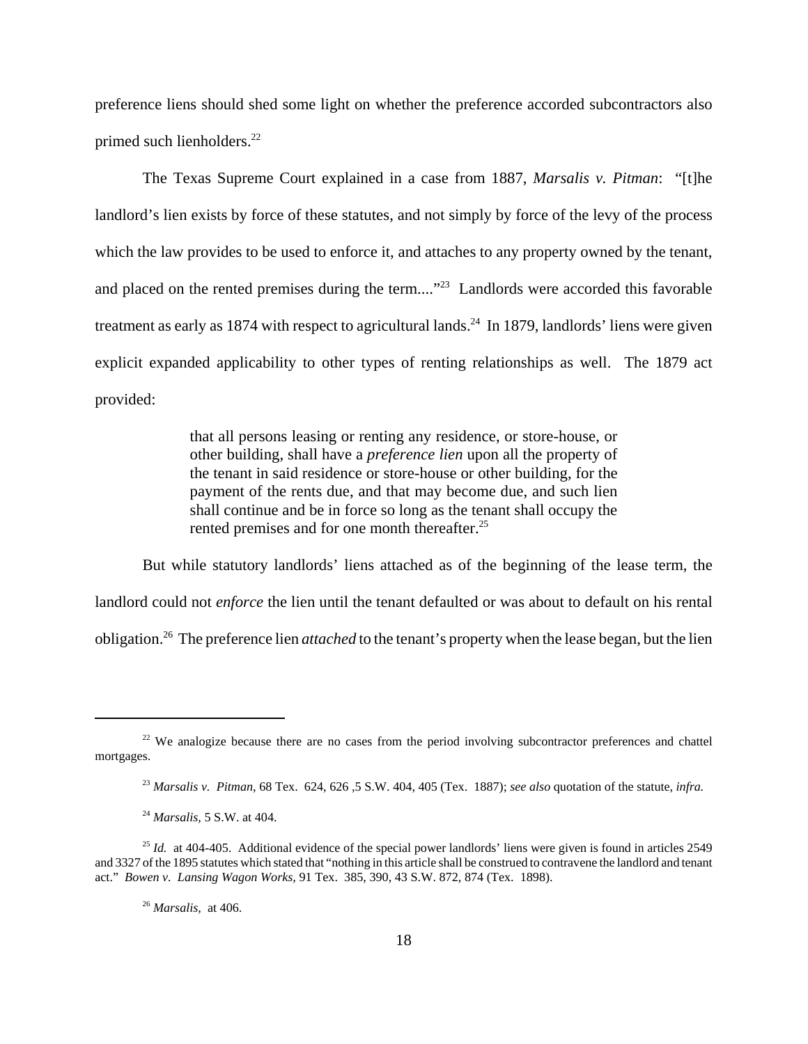preference liens should shed some light on whether the preference accorded subcontractors also primed such lienholders.[22]

The Texas Supreme Court explained in a case from 1887, *Marsalis v. Pitman*: "[t]he landlord's lien exists by force of these statutes, and not simply by force of the levy of the process which the law provides to be used to enforce it, and attaches to any property owned by the tenant, and placed on the rented premises during the term...."[23] Landlords were accorded this favorable treatment as early as 1874 with respect to agricultural lands.[24] In 1879, landlords' liens were given explicit expanded applicability to other types of renting relationships as well. The 1879 act provided:

> that all persons leasing or renting any residence, or store-house, or other building, shall have a *preference lien* upon all the property of the tenant in said residence or store-house or other building, for the payment of the rents due, and that may become due, and such lien shall continue and be in force so long as the tenant shall occupy the rented premises and for one month thereafter.[25]

But while statutory landlords' liens attached as of the beginning of the lease term, the landlord could not *enforce* the lien until the tenant defaulted or was about to default on his rental obligation.[26] The preference lien *attached* to the tenant's property when the lease began, but the lien

---

[22] We analogize because there are no cases from the period involving subcontractor preferences and chattel mortgages.

[23] *Marsalis v. Pitman,* 68 Tex. 624, 626 ,5 S.W. 404, 405 (Tex. 1887); *see also* quotation of the statute, *infra.*

[24] *Marsalis,* 5 S.W. at 404.

[25] *Id.* at 404-405. Additional evidence of the special power landlords' liens were given is found in articles 2549 and 3327 of the 1895 statutes which stated that "nothing in this article shall be construed to contravene the landlord and tenant act." *Bowen v. Lansing Wagon Works,* 91 Tex. 385, 390, 43 S.W. 872, 874 (Tex. 1898).

[26] *Marsalis,* at 406.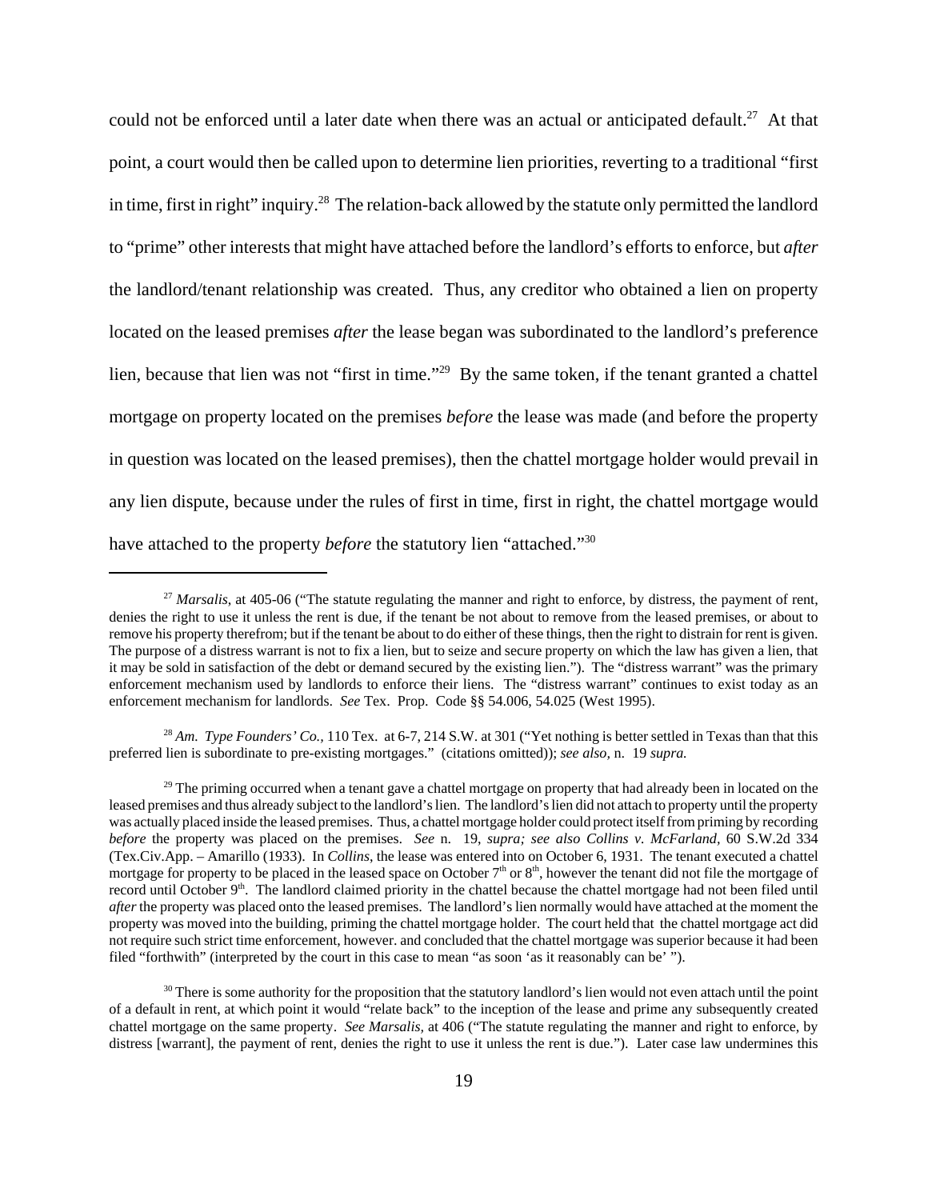could not be enforced until a later date when there was an actual or anticipated default.[27] At that point, a court would then be called upon to determine lien priorities, reverting to a traditional "first in time, first in right" inquiry.[28] The relation-back allowed by the statute only permitted the landlord to "prime" other interests that might have attached before the landlord's efforts to enforce, but *after* the landlord/tenant relationship was created. Thus, any creditor who obtained a lien on property located on the leased premises *after* the lease began was subordinated to the landlord's preference lien, because that lien was not "first in time."[29] By the same token, if the tenant granted a chattel mortgage on property located on the premises *before* the lease was made (and before the property in question was located on the leased premises), then the chattel mortgage holder would prevail in any lien dispute, because under the rules of first in time, first in right, the chattel mortgage would have attached to the property *before* the statutory lien "attached."[30]

---

[27] *Marsalis,* at 405-06 ("The statute regulating the manner and right to enforce, by distress, the payment of rent, denies the right to use it unless the rent is due, if the tenant be not about to remove from the leased premises, or about to remove his property therefrom; but if the tenant be about to do either of these things, then the right to distrain for rent is given. The purpose of a distress warrant is not to fix a lien, but to seize and secure property on which the law has given a lien, that it may be sold in satisfaction of the debt or demand secured by the existing lien."). The "distress warrant" was the primary enforcement mechanism used by landlords to enforce their liens. The "distress warrant" continues to exist today as an enforcement mechanism for landlords. *See* Tex. Prop. Code §§ 54.006, 54.025 (West 1995).

[28] *Am. Type Founders' Co.,* 110 Tex. at 6-7, 214 S.W. at 301 ("Yet nothing is better settled in Texas than that this preferred lien is subordinate to pre-existing mortgages." (citations omitted)); *see also,* n. 19 *supra.*

[29] The priming occurred when a tenant gave a chattel mortgage on property that had already been in located on the leased premises and thus already subject to the landlord's lien. The landlord's lien did not attach to property until the property was actually placed inside the leased premises. Thus, a chattel mortgage holder could protect itself from priming by recording *before* the property was placed on the premises. *See* n. 19, *supra; see also Collins v. McFarland,* 60 S.W.2d 334 (Tex.Civ.App. – Amarillo (1933). In *Collins,* the lease was entered into on October 6, 1931. The tenant executed a chattel mortgage for property to be placed in the leased space on October 7th or 8th, however the tenant did not file the mortgage of record until October 9th. The landlord claimed priority in the chattel because the chattel mortgage had not been filed until *after* the property was placed onto the leased premises. The landlord's lien normally would have attached at the moment the property was moved into the building, priming the chattel mortgage holder. The court held that the chattel mortgage act did not require such strict time enforcement, however. and concluded that the chattel mortgage was superior because it had been filed "forthwith" (interpreted by the court in this case to mean "as soon 'as it reasonably can be' ").

[30] There is some authority for the proposition that the statutory landlord's lien would not even attach until the point of a default in rent, at which point it would "relate back" to the inception of the lease and prime any subsequently created chattel mortgage on the same property. *See Marsalis,* at 406 ("The statute regulating the manner and right to enforce, by distress [warrant], the payment of rent, denies the right to use it unless the rent is due."). Later case law undermines this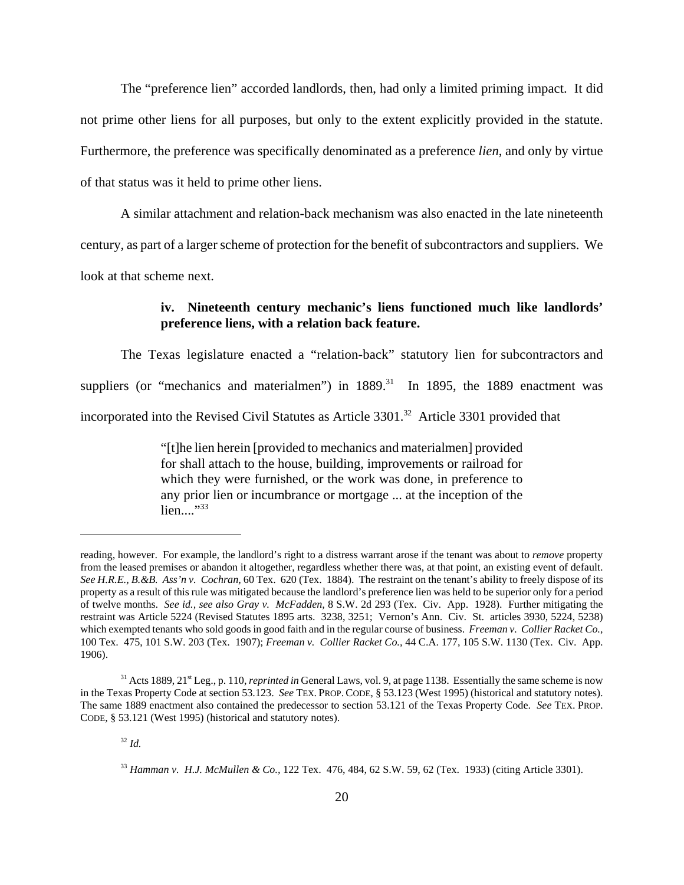The "preference lien" accorded landlords, then, had only a limited priming impact. It did not prime other liens for all purposes, but only to the extent explicitly provided in the statute. Furthermore, the preference was specifically denominated as a preference *lien*, and only by virtue of that status was it held to prime other liens.

A similar attachment and relation-back mechanism was also enacted in the late nineteenth century, as part of a larger scheme of protection for the benefit of subcontractors and suppliers. We look at that scheme next.

**iv. Nineteenth century mechanic's liens functioned much like landlords' preference liens, with a relation back feature.**

The Texas legislature enacted a "relation-back" statutory lien for subcontractors and suppliers (or "mechanics and materialmen") in 1889.[31] In 1895, the 1889 enactment was incorporated into the Revised Civil Statutes as Article 3301.[32] Article 3301 provided that

> "[t]he lien herein [provided to mechanics and materialmen] provided for shall attach to the house, building, improvements or railroad for which they were furnished, or the work was done, in preference to any prior lien or incumbrance or mortgage ... at the inception of the lien...."[33]

---

reading, however. For example, the landlord's right to a distress warrant arose if the tenant was about to *remove* property from the leased premises or abandon it altogether, regardless whether there was, at that point, an existing event of default. *See H.R.E., B.&B. Ass'n v. Cochran,* 60 Tex. 620 (Tex. 1884). The restraint on the tenant's ability to freely dispose of its property as a result of this rule was mitigated because the landlord's preference lien was held to be superior only for a period of twelve months. *See id., see also Gray v. McFadden,* 8 S.W. 2d 293 (Tex. Civ. App. 1928). Further mitigating the restraint was Article 5224 (Revised Statutes 1895 arts. 3238, 3251; Vernon's Ann. Civ. St. articles 3930, 5224, 5238) which exempted tenants who sold goods in good faith and in the regular course of business. *Freeman v. Collier Racket Co.,* 100 Tex. 475, 101 S.W. 203 (Tex. 1907); *Freeman v. Collier Racket Co.,* 44 C.A. 177, 105 S.W. 1130 (Tex. Civ. App. 1906).

[31] Acts 1889, 21st Leg., p. 110, *reprinted in* General Laws, vol. 9, at page 1138. Essentially the same scheme is now in the Texas Property Code at section 53.123. *See* TEX. PROP. CODE, § 53.123 (West 1995) (historical and statutory notes). The same 1889 enactment also contained the predecessor to section 53.121 of the Texas Property Code. *See* TEX. PROP. CODE, § 53.121 (West 1995) (historical and statutory notes).

[32] *Id.*

[33] *Hamman v. H.J. McMullen & Co.,* 122 Tex. 476, 484, 62 S.W. 59, 62 (Tex. 1933) (citing Article 3301).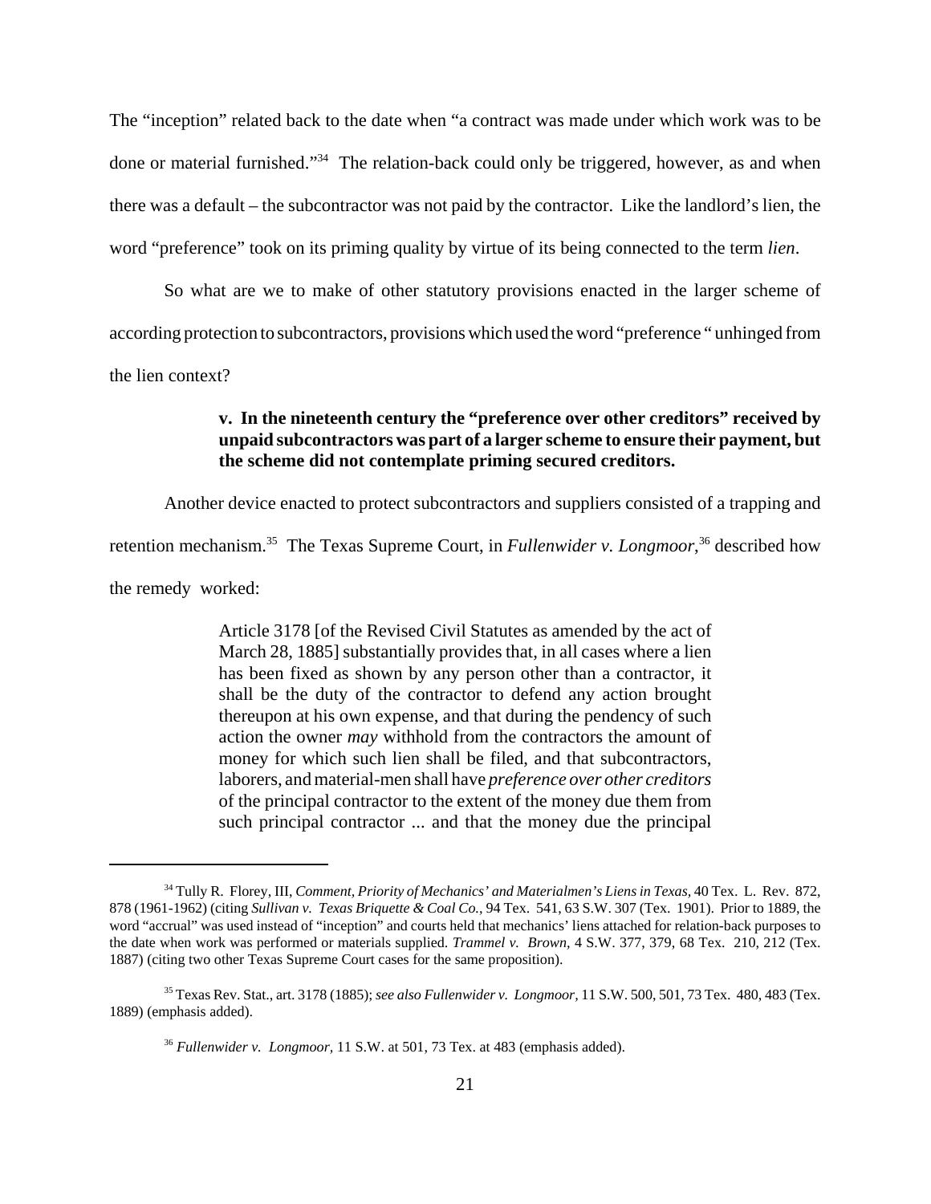The "inception" related back to the date when "a contract was made under which work was to be done or material furnished."[34] The relation-back could only be triggered, however, as and when there was a default – the subcontractor was not paid by the contractor. Like the landlord's lien, the word "preference" took on its priming quality by virtue of its being connected to the term *lien*.

So what are we to make of other statutory provisions enacted in the larger scheme of according protection to subcontractors, provisions which used the word "preference " unhinged from the lien context?

> **v. In the nineteenth century the "preference over other creditors" received by unpaid subcontractors was part of a larger scheme to ensure their payment, but the scheme did not contemplate priming secured creditors.**

Another device enacted to protect subcontractors and suppliers consisted of a trapping and retention mechanism.[35] The Texas Supreme Court, in *Fullenwider v. Longmoor*,[36] described how the remedy worked:

> Article 3178 [of the Revised Civil Statutes as amended by the act of March 28, 1885] substantially provides that, in all cases where a lien has been fixed as shown by any person other than a contractor, it shall be the duty of the contractor to defend any action brought thereupon at his own expense, and that during the pendency of such action the owner *may* withhold from the contractors the amount of money for which such lien shall be filed, and that subcontractors, laborers, and material-men shall have *preference over other creditors* of the principal contractor to the extent of the money due them from such principal contractor ... and that the money due the principal

---

[34] Tully R. Florey, III, *Comment, Priority of Mechanics' and Materialmen's Liens in Texas*, 40 Tex. L. Rev. 872, 878 (1961-1962) (citing *Sullivan v. Texas Briquette & Coal Co.*, 94 Tex. 541, 63 S.W. 307 (Tex. 1901). Prior to 1889, the word "accrual" was used instead of "inception" and courts held that mechanics' liens attached for relation-back purposes to the date when work was performed or materials supplied. *Trammel v. Brown*, 4 S.W. 377, 379, 68 Tex. 210, 212 (Tex. 1887) (citing two other Texas Supreme Court cases for the same proposition).

[35] Texas Rev. Stat., art. 3178 (1885); *see also Fullenwider v. Longmoor*, 11 S.W. 500, 501, 73 Tex. 480, 483 (Tex. 1889) (emphasis added).

[36] *Fullenwider v. Longmoor*, 11 S.W. at 501, 73 Tex. at 483 (emphasis added).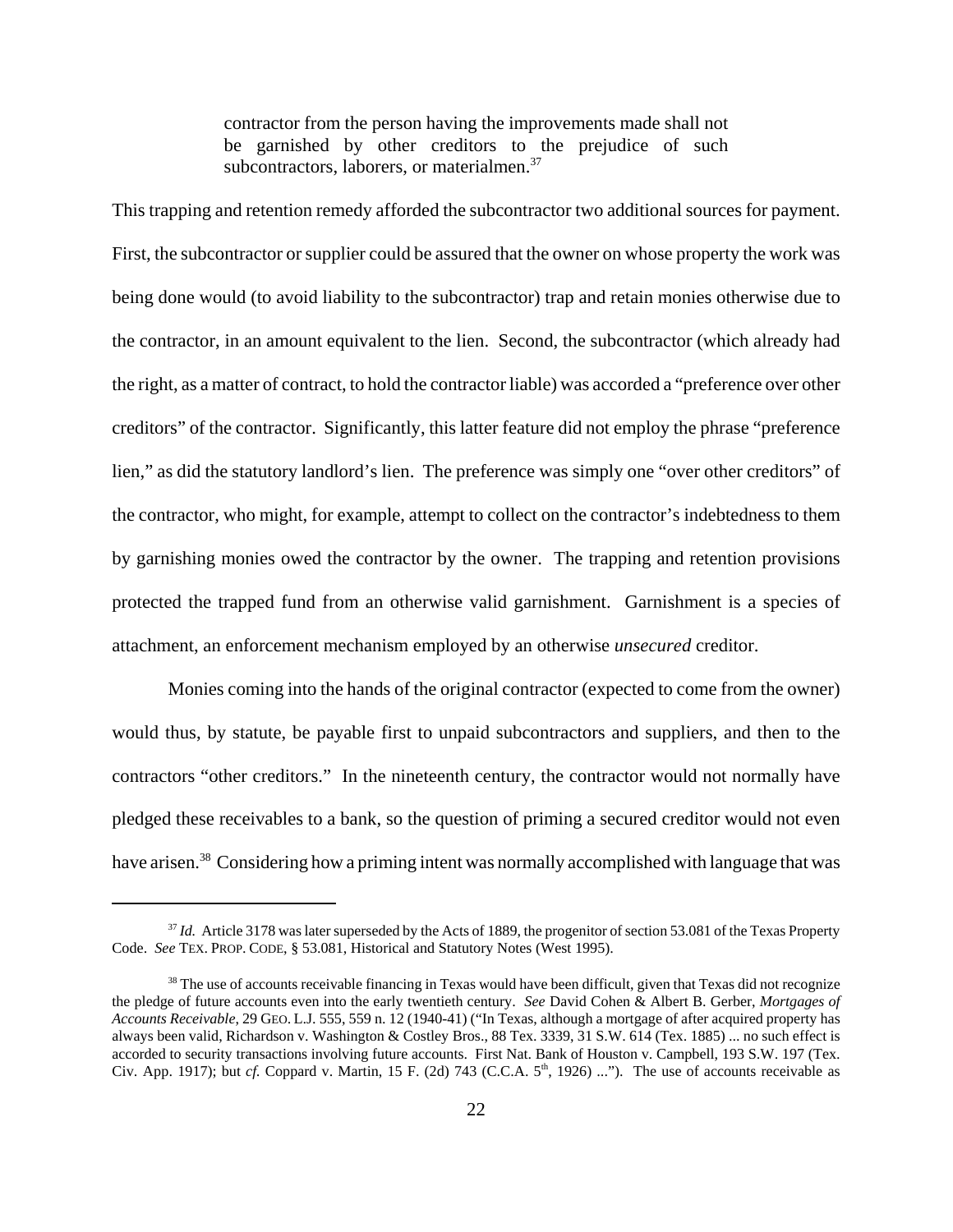> contractor from the person having the improvements made shall not be garnished by other creditors to the prejudice of such subcontractors, laborers, or materialmen.[37]

This trapping and retention remedy afforded the subcontractor two additional sources for payment. First, the subcontractor or supplier could be assured that the owner on whose property the work was being done would (to avoid liability to the subcontractor) trap and retain monies otherwise due to the contractor, in an amount equivalent to the lien. Second, the subcontractor (which already had the right, as a matter of contract, to hold the contractor liable) was accorded a "preference over other creditors" of the contractor. Significantly, this latter feature did not employ the phrase "preference lien," as did the statutory landlord's lien. The preference was simply one "over other creditors" of the contractor, who might, for example, attempt to collect on the contractor's indebtedness to them by garnishing monies owed the contractor by the owner. The trapping and retention provisions protected the trapped fund from an otherwise valid garnishment. Garnishment is a species of attachment, an enforcement mechanism employed by an otherwise *unsecured* creditor.

Monies coming into the hands of the original contractor (expected to come from the owner) would thus, by statute, be payable first to unpaid subcontractors and suppliers, and then to the contractors "other creditors." In the nineteenth century, the contractor would not normally have pledged these receivables to a bank, so the question of priming a secured creditor would not even have arisen.[38] Considering how a priming intent was normally accomplished with language that was

---

[37] *Id.* Article 3178 was later superseded by the Acts of 1889, the progenitor of section 53.081 of the Texas Property Code. *See* TEX. PROP. CODE, § 53.081, Historical and Statutory Notes (West 1995).

[38] The use of accounts receivable financing in Texas would have been difficult, given that Texas did not recognize the pledge of future accounts even into the early twentieth century. *See* David Cohen & Albert B. Gerber, *Mortgages of Accounts Receivable*, 29 GEO. L.J. 555, 559 n. 12 (1940-41) ("In Texas, although a mortgage of after acquired property has always been valid, Richardson v. Washington & Costley Bros., 88 Tex. 3339, 31 S.W. 614 (Tex. 1885) ... no such effect is accorded to security transactions involving future accounts. First Nat. Bank of Houston v. Campbell, 193 S.W. 197 (Tex. Civ. App. 1917); but *cf.* Coppard v. Martin, 15 F. (2d) 743 (C.C.A. 5th, 1926) ..."). The use of accounts receivable as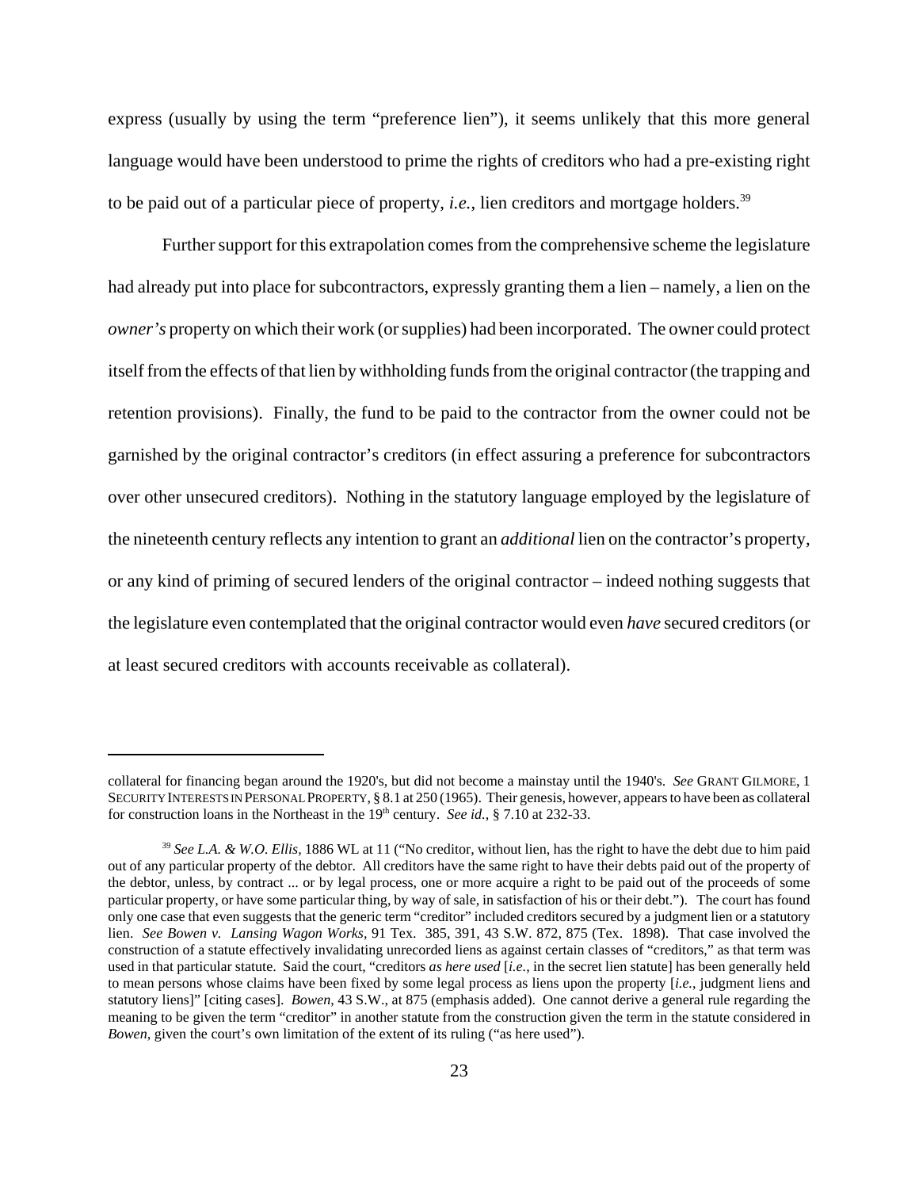express (usually by using the term "preference lien"), it seems unlikely that this more general language would have been understood to prime the rights of creditors who had a pre-existing right to be paid out of a particular piece of property, *i.e.*, lien creditors and mortgage holders.[39]

Further support for this extrapolation comes from the comprehensive scheme the legislature had already put into place for subcontractors, expressly granting them a lien – namely, a lien on the *owner's* property on which their work (or supplies) had been incorporated. The owner could protect itself from the effects of that lien by withholding funds from the original contractor (the trapping and retention provisions). Finally, the fund to be paid to the contractor from the owner could not be garnished by the original contractor's creditors (in effect assuring a preference for subcontractors over other unsecured creditors). Nothing in the statutory language employed by the legislature of the nineteenth century reflects any intention to grant an *additional* lien on the contractor's property, or any kind of priming of secured lenders of the original contractor – indeed nothing suggests that the legislature even contemplated that the original contractor would even *have* secured creditors (or at least secured creditors with accounts receivable as collateral).

---

collateral for financing began around the 1920's, but did not become a mainstay until the 1940's. *See* GRANT GILMORE, 1 SECURITY INTERESTS IN PERSONAL PROPERTY, § 8.1 at 250 (1965). Their genesis, however, appears to have been as collateral for construction loans in the Northeast in the 19th century. *See id.*, § 7.10 at 232-33.

[39] *See L.A. & W.O. Ellis*, 1886 WL at 11 ("No creditor, without lien, has the right to have the debt due to him paid out of any particular property of the debtor. All creditors have the same right to have their debts paid out of the property of the debtor, unless, by contract ... or by legal process, one or more acquire a right to be paid out of the proceeds of some particular property, or have some particular thing, by way of sale, in satisfaction of his or their debt."). The court has found only one case that even suggests that the generic term "creditor" included creditors secured by a judgment lien or a statutory lien. *See Bowen v. Lansing Wagon Works*, 91 Tex. 385, 391, 43 S.W. 872, 875 (Tex. 1898). That case involved the construction of a statute effectively invalidating unrecorded liens as against certain classes of "creditors," as that term was used in that particular statute. Said the court, "creditors *as here used* [*i.e.*, in the secret lien statute] has been generally held to mean persons whose claims have been fixed by some legal process as liens upon the property [*i.e.*, judgment liens and statutory liens]" [citing cases]. *Bowen*, 43 S.W., at 875 (emphasis added). One cannot derive a general rule regarding the meaning to be given the term "creditor" in another statute from the construction given the term in the statute considered in *Bowen*, given the court's own limitation of the extent of its ruling ("as here used").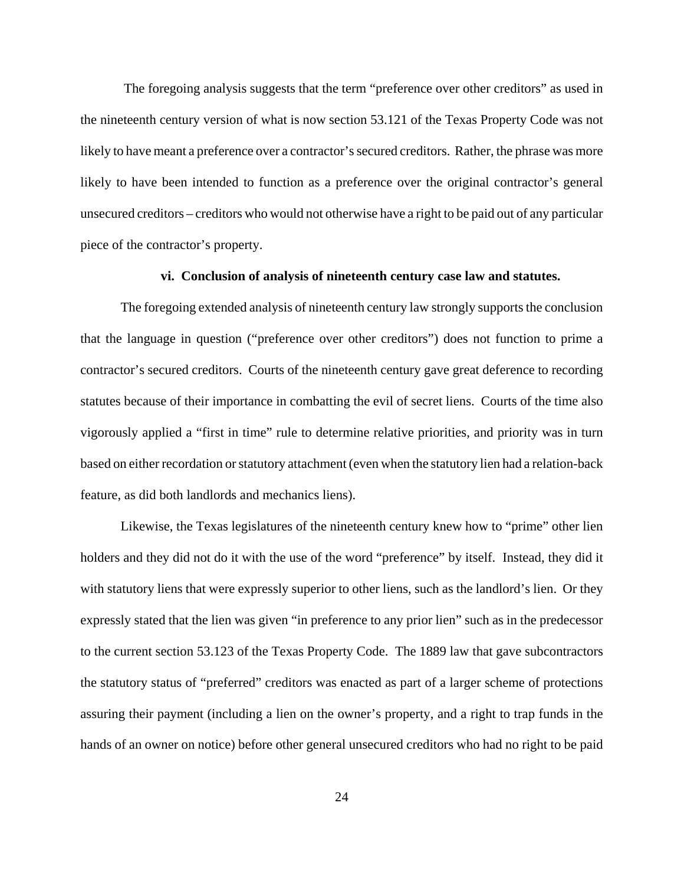The foregoing analysis suggests that the term "preference over other creditors" as used in the nineteenth century version of what is now section 53.121 of the Texas Property Code was not likely to have meant a preference over a contractor's secured creditors. Rather, the phrase was more likely to have been intended to function as a preference over the original contractor's general unsecured creditors – creditors who would not otherwise have a right to be paid out of any particular piece of the contractor's property.

#### vi. Conclusion of analysis of nineteenth century case law and statutes.

The foregoing extended analysis of nineteenth century law strongly supports the conclusion that the language in question ("preference over other creditors") does not function to prime a contractor's secured creditors. Courts of the nineteenth century gave great deference to recording statutes because of their importance in combatting the evil of secret liens. Courts of the time also vigorously applied a "first in time" rule to determine relative priorities, and priority was in turn based on either recordation or statutory attachment (even when the statutory lien had a relation-back feature, as did both landlords and mechanics liens).

Likewise, the Texas legislatures of the nineteenth century knew how to "prime" other lien holders and they did not do it with the use of the word "preference" by itself. Instead, they did it with statutory liens that were expressly superior to other liens, such as the landlord's lien. Or they expressly stated that the lien was given "in preference to any prior lien" such as in the predecessor to the current section 53.123 of the Texas Property Code. The 1889 law that gave subcontractors the statutory status of "preferred" creditors was enacted as part of a larger scheme of protections assuring their payment (including a lien on the owner's property, and a right to trap funds in the hands of an owner on notice) before other general unsecured creditors who had no right to be paid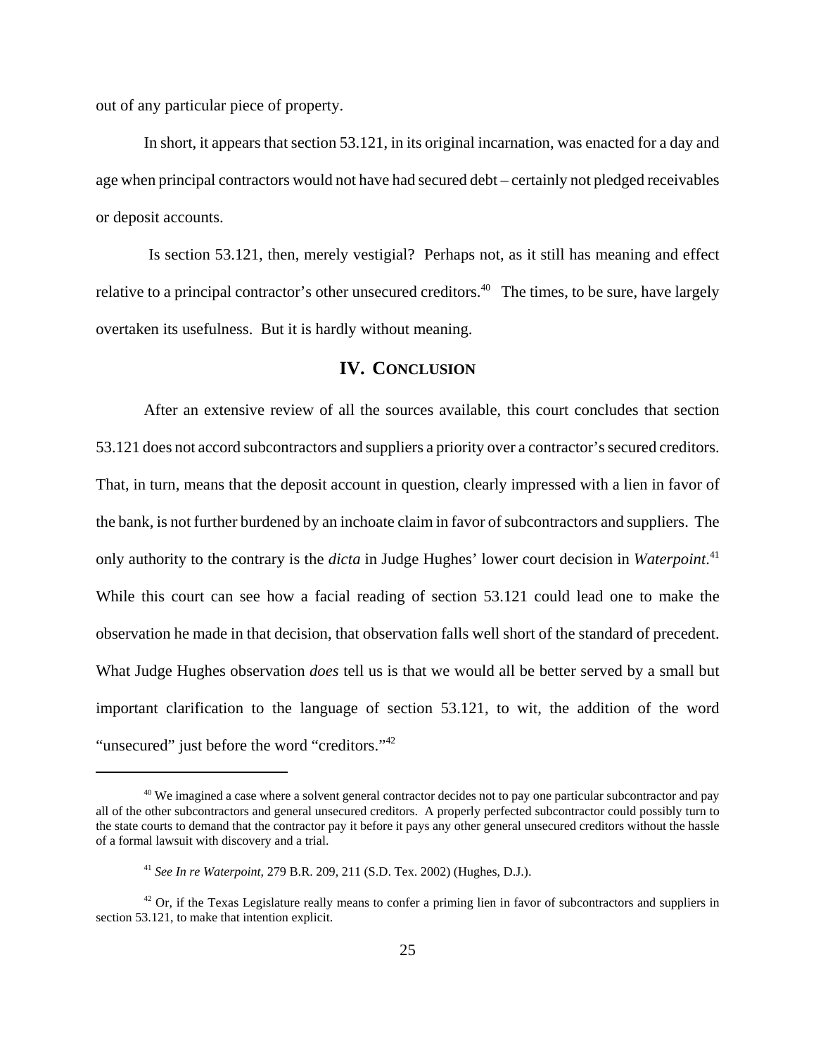out of any particular piece of property.

In short, it appears that section 53.121, in its original incarnation, was enacted for a day and age when principal contractors would not have had secured debt – certainly not pledged receivables or deposit accounts.

Is section 53.121, then, merely vestigial? Perhaps not, as it still has meaning and effect relative to a principal contractor's other unsecured creditors.[40] The times, to be sure, have largely overtaken its usefulness. But it is hardly without meaning.

## IV. Conclusion

After an extensive review of all the sources available, this court concludes that section 53.121 does not accord subcontractors and suppliers a priority over a contractor's secured creditors. That, in turn, means that the deposit account in question, clearly impressed with a lien in favor of the bank, is not further burdened by an inchoate claim in favor of subcontractors and suppliers. The only authority to the contrary is the *dicta* in Judge Hughes' lower court decision in *Waterpoint*.[41] While this court can see how a facial reading of section 53.121 could lead one to make the observation he made in that decision, that observation falls well short of the standard of precedent. What Judge Hughes observation *does* tell us is that we would all be better served by a small but important clarification to the language of section 53.121, to wit, the addition of the word "unsecured" just before the word "creditors."[42]

---

[40] We imagined a case where a solvent general contractor decides not to pay one particular subcontractor and pay all of the other subcontractors and general unsecured creditors. A properly perfected subcontractor could possibly turn to the state courts to demand that the contractor pay it before it pays any other general unsecured creditors without the hassle of a formal lawsuit with discovery and a trial.

[41] *See In re Waterpoint*, 279 B.R. 209, 211 (S.D. Tex. 2002) (Hughes, D.J.).

[42] Or, if the Texas Legislature really means to confer a priming lien in favor of subcontractors and suppliers in section 53.121, to make that intention explicit.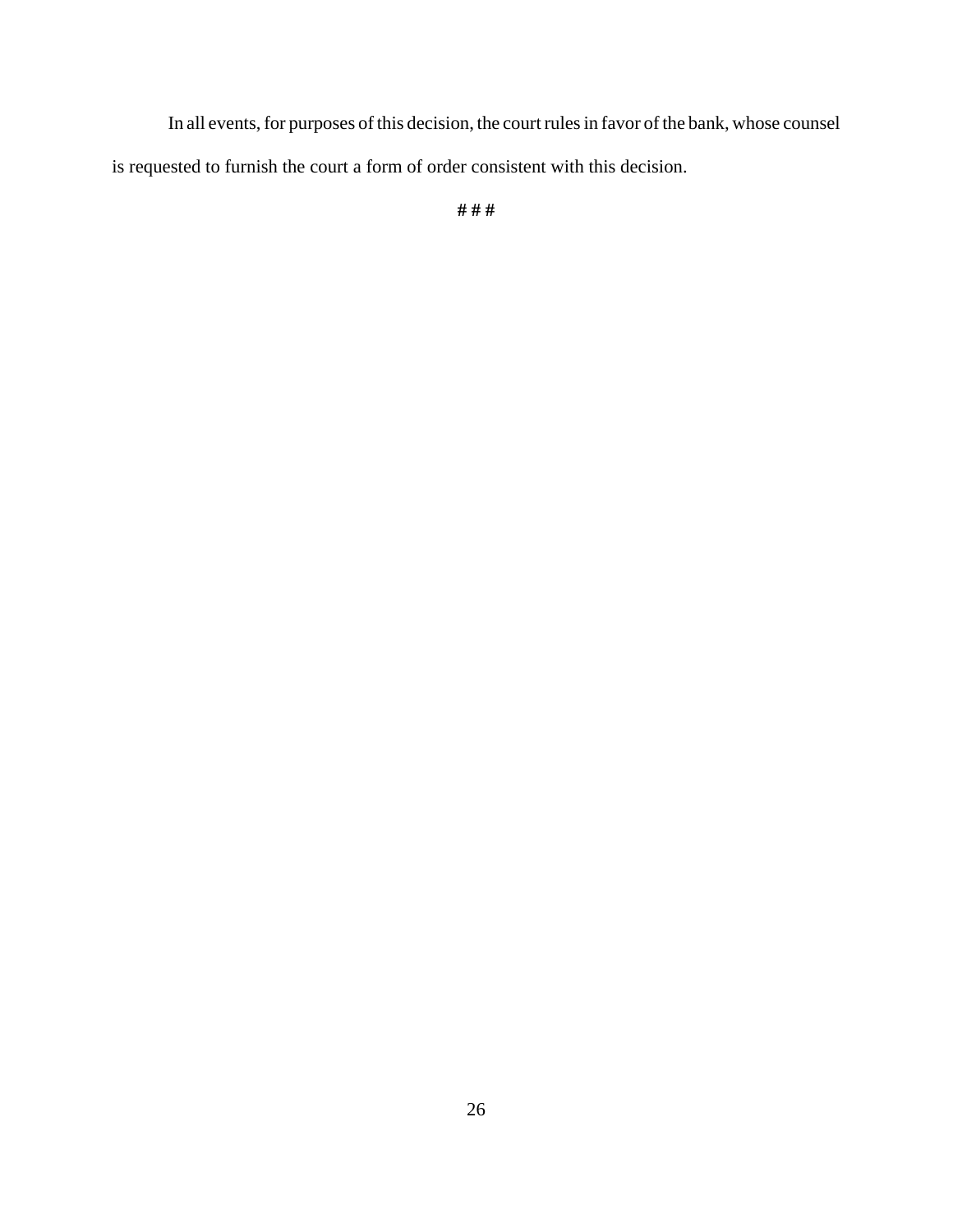In all events, for purposes of this decision, the court rules in favor of the bank, whose counsel is requested to furnish the court a form of order consistent with this decision.

# # #